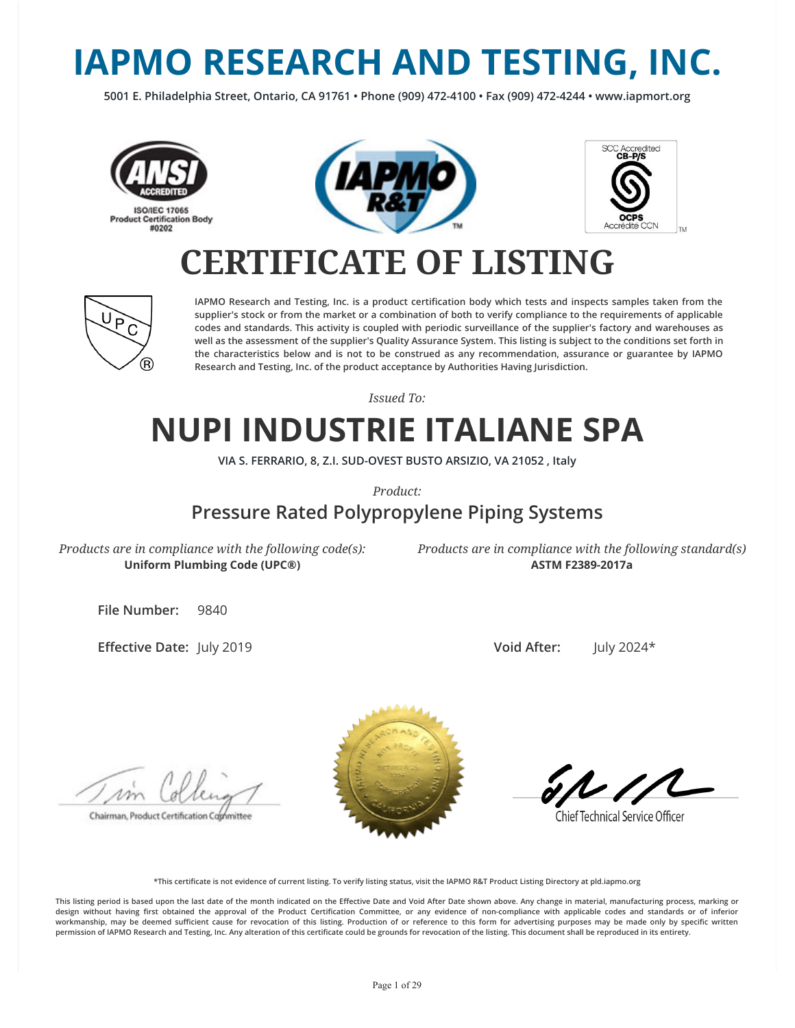# IAPMO RESEARCH AND TESTING, INC.

5001 E. Philadelphia Street, Ontario, CA 91761 • Phone (909) 472-4100 • Fax (909) 472-4244 • www.iapmort.org

ISO/IEC 17065 Product Certification Body #0202

SCC Accredited CB-P/S
OCPS Accrédité CCN

# CERTIFICATE OF LISTING

IAPMO Research and Testing, Inc. is a product certification body which tests and inspects samples taken from the supplier's stock or from the market or a combination of both to verify compliance to the requirements of applicable codes and standards. This activity is coupled with periodic surveillance of the supplier's factory and warehouses as well as the assessment of the supplier's Quality Assurance System. This listing is subject to the conditions set forth in the characteristics below and is not to be construed as any recommendation, assurance or guarantee by IAPMO Research and Testing, Inc. of the product acceptance by Authorities Having Jurisdiction.

*Issued To:*

## NUPI INDUSTRIE ITALIANE SPA

VIA S. FERRARIO, 8, Z.I. SUD-OVEST BUSTO ARSIZIO, VA 21052 , Italy

*Product:*

### Pressure Rated Polypropylene Piping Systems

*Products are in compliance with the following code(s):*
**Uniform Plumbing Code (UPC®)**

*Products are in compliance with the following standard(s)*
**ASTM F2389-2017a**

**File Number:** 9840

**Effective Date:** July 2019

**Void After:** July 2024*

Chairman, Product Certification Committee

Chief Technical Service Officer

*This certificate is not evidence of current listing. To verify listing status, visit the IAPMO R&T Product Listing Directory at pld.iapmo.org

This listing period is based upon the last date of the month indicated on the Effective Date and Void After Date shown above. Any change in material, manufacturing process, marking or design without having first obtained the approval of the Product Certification Committee, or any evidence of non-compliance with applicable codes and standards or of inferior workmanship, may be deemed sufficient cause for revocation of this listing. Production of or reference to this form for advertising purposes may be made only by specific written permission of IAPMO Research and Testing, Inc. Any alteration of this certificate could be grounds for revocation of the listing. This document shall be reproduced in its entirety.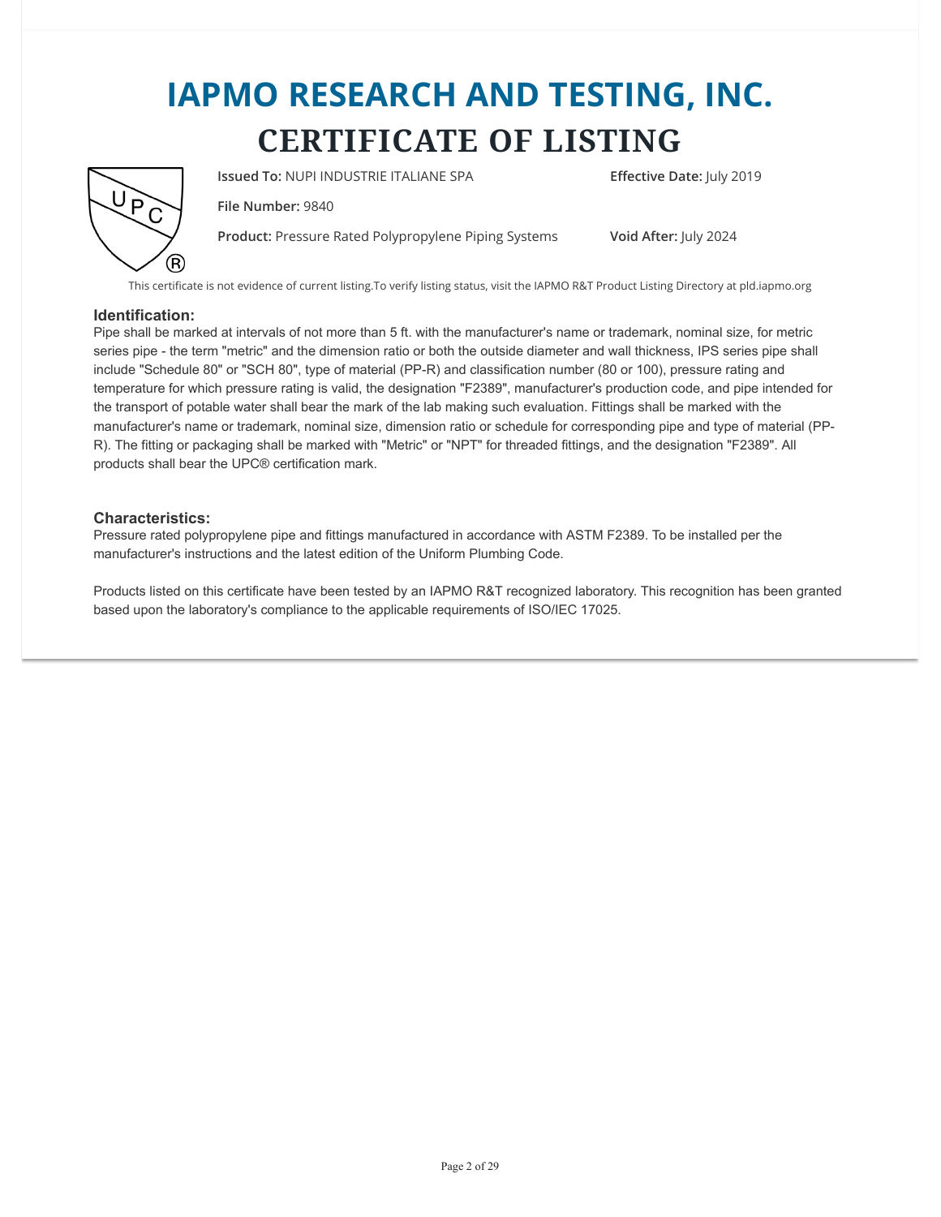# IAPMO RESEARCH AND TESTING, INC.

## CERTIFICATE OF LISTING

**Issued To:** NUPI INDUSTRIE ITALIANE SPA

**Effective Date:** July 2019

**File Number:** 9840

**Product:** Pressure Rated Polypropylene Piping Systems

**Void After:** July 2024

This certificate is not evidence of current listing.To verify listing status, visit the IAPMO R&T Product Listing Directory at pld.iapmo.org

### Identification:

Pipe shall be marked at intervals of not more than 5 ft. with the manufacturer's name or trademark, nominal size, for metric series pipe - the term "metric" and the dimension ratio or both the outside diameter and wall thickness, IPS series pipe shall include "Schedule 80" or "SCH 80", type of material (PP-R) and classification number (80 or 100), pressure rating and temperature for which pressure rating is valid, the designation "F2389", manufacturer's production code, and pipe intended for the transport of potable water shall bear the mark of the lab making such evaluation. Fittings shall be marked with the manufacturer's name or trademark, nominal size, dimension ratio or schedule for corresponding pipe and type of material (PP-R). The fitting or packaging shall be marked with "Metric" or "NPT" for threaded fittings, and the designation "F2389". All products shall bear the UPC® certification mark.

### Characteristics:

Pressure rated polypropylene pipe and fittings manufactured in accordance with ASTM F2389. To be installed per the manufacturer's instructions and the latest edition of the Uniform Plumbing Code.

Products listed on this certificate have been tested by an IAPMO R&T recognized laboratory. This recognition has been granted based upon the laboratory's compliance to the applicable requirements of ISO/IEC 17025.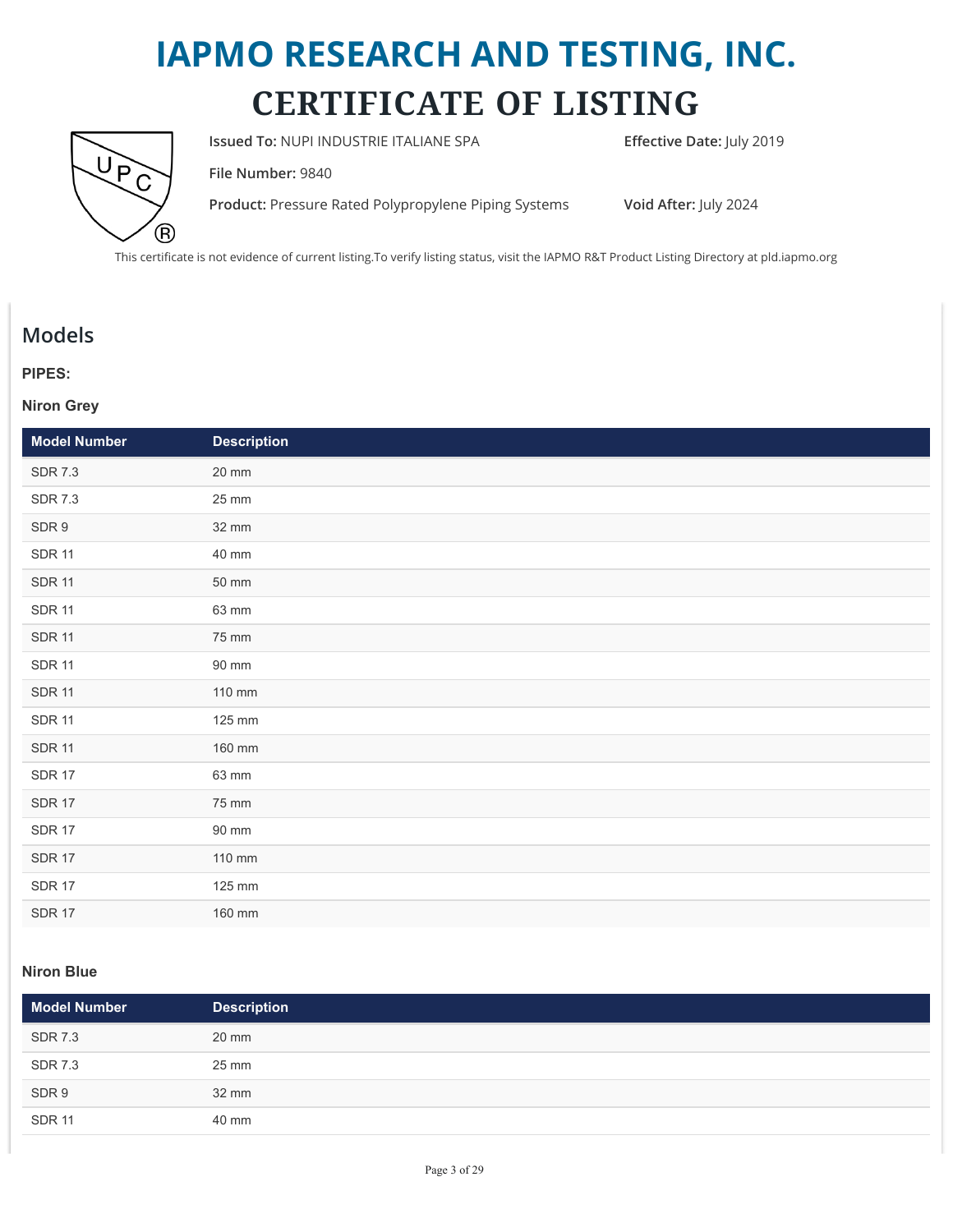# IAPMO RESEARCH AND TESTING, INC.

# CERTIFICATE OF LISTING

**Issued To:** NUPI INDUSTRIE ITALIANE SPA

**Effective Date:** July 2019

**File Number:** 9840

**Product:** Pressure Rated Polypropylene Piping Systems

**Void After:** July 2024

This certificate is not evidence of current listing.To verify listing status, visit the IAPMO R&T Product Listing Directory at pld.iapmo.org

## Models

### PIPES:

#### Niron Grey

| Model Number | Description |
|---|---|
| SDR 7.3 | 20 mm |
| SDR 7.3 | 25 mm |
| SDR 9 | 32 mm |
| SDR 11 | 40 mm |
| SDR 11 | 50 mm |
| SDR 11 | 63 mm |
| SDR 11 | 75 mm |
| SDR 11 | 90 mm |
| SDR 11 | 110 mm |
| SDR 11 | 125 mm |
| SDR 11 | 160 mm |
| SDR 17 | 63 mm |
| SDR 17 | 75 mm |
| SDR 17 | 90 mm |
| SDR 17 | 110 mm |
| SDR 17 | 125 mm |
| SDR 17 | 160 mm |

#### Niron Blue

| Model Number | Description |
|---|---|
| SDR 7.3 | 20 mm |
| SDR 7.3 | 25 mm |
| SDR 9 | 32 mm |
| SDR 11 | 40 mm |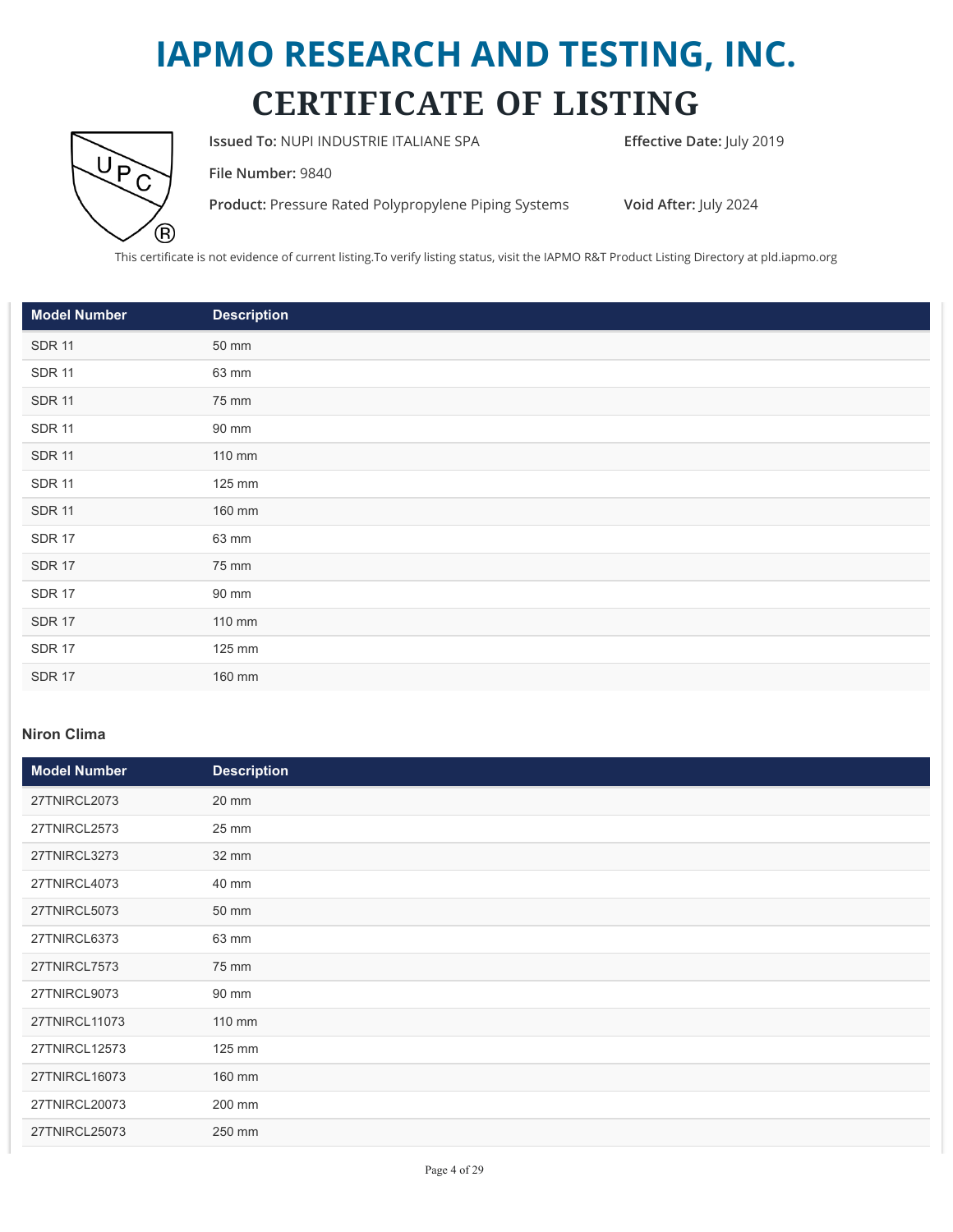# IAPMO RESEARCH AND TESTING, INC.

# CERTIFICATE OF LISTING

**Issued To:** NUPI INDUSTRIE ITALIANE SPA

**Effective Date:** July 2019

**File Number:** 9840

**Product:** Pressure Rated Polypropylene Piping Systems

**Void After:** July 2024

This certificate is not evidence of current listing.To verify listing status, visit the IAPMO R&T Product Listing Directory at pld.iapmo.org

| Model Number | Description |
|---|---|
| SDR 11 | 50 mm |
| SDR 11 | 63 mm |
| SDR 11 | 75 mm |
| SDR 11 | 90 mm |
| SDR 11 | 110 mm |
| SDR 11 | 125 mm |
| SDR 11 | 160 mm |
| SDR 17 | 63 mm |
| SDR 17 | 75 mm |
| SDR 17 | 90 mm |
| SDR 17 | 110 mm |
| SDR 17 | 125 mm |
| SDR 17 | 160 mm |

### Niron Clima

| Model Number | Description |
|---|---|
| 27TNIRCL2073 | 20 mm |
| 27TNIRCL2573 | 25 mm |
| 27TNIRCL3273 | 32 mm |
| 27TNIRCL4073 | 40 mm |
| 27TNIRCL5073 | 50 mm |
| 27TNIRCL6373 | 63 mm |
| 27TNIRCL7573 | 75 mm |
| 27TNIRCL9073 | 90 mm |
| 27TNIRCL11073 | 110 mm |
| 27TNIRCL12573 | 125 mm |
| 27TNIRCL16073 | 160 mm |
| 27TNIRCL20073 | 200 mm |
| 27TNIRCL25073 | 250 mm |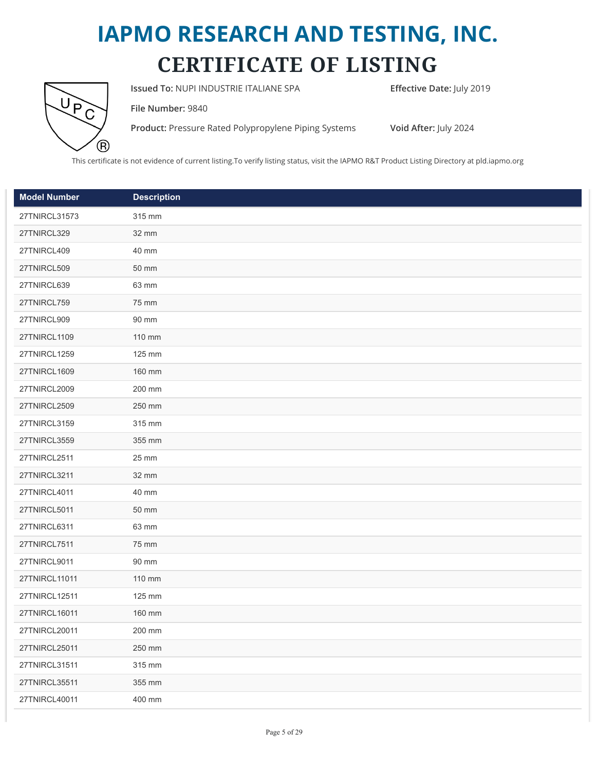# IAPMO RESEARCH AND TESTING, INC.

# CERTIFICATE OF LISTING

**Issued To:** NUPI INDUSTRIE ITALIANE SPA

**Effective Date:** July 2019

**File Number:** 9840

**Product:** Pressure Rated Polypropylene Piping Systems

**Void After:** July 2024

This certificate is not evidence of current listing.To verify listing status, visit the IAPMO R&T Product Listing Directory at pld.iapmo.org

| Model Number | Description |
|---|---|
| 27TNIRCL31573 | 315 mm |
| 27TNIRCL329 | 32 mm |
| 27TNIRCL409 | 40 mm |
| 27TNIRCL509 | 50 mm |
| 27TNIRCL639 | 63 mm |
| 27TNIRCL759 | 75 mm |
| 27TNIRCL909 | 90 mm |
| 27TNIRCL1109 | 110 mm |
| 27TNIRCL1259 | 125 mm |
| 27TNIRCL1609 | 160 mm |
| 27TNIRCL2009 | 200 mm |
| 27TNIRCL2509 | 250 mm |
| 27TNIRCL3159 | 315 mm |
| 27TNIRCL3559 | 355 mm |
| 27TNIRCL2511 | 25 mm |
| 27TNIRCL3211 | 32 mm |
| 27TNIRCL4011 | 40 mm |
| 27TNIRCL5011 | 50 mm |
| 27TNIRCL6311 | 63 mm |
| 27TNIRCL7511 | 75 mm |
| 27TNIRCL9011 | 90 mm |
| 27TNIRCL11011 | 110 mm |
| 27TNIRCL12511 | 125 mm |
| 27TNIRCL16011 | 160 mm |
| 27TNIRCL20011 | 200 mm |
| 27TNIRCL25011 | 250 mm |
| 27TNIRCL31511 | 315 mm |
| 27TNIRCL35511 | 355 mm |
| 27TNIRCL40011 | 400 mm |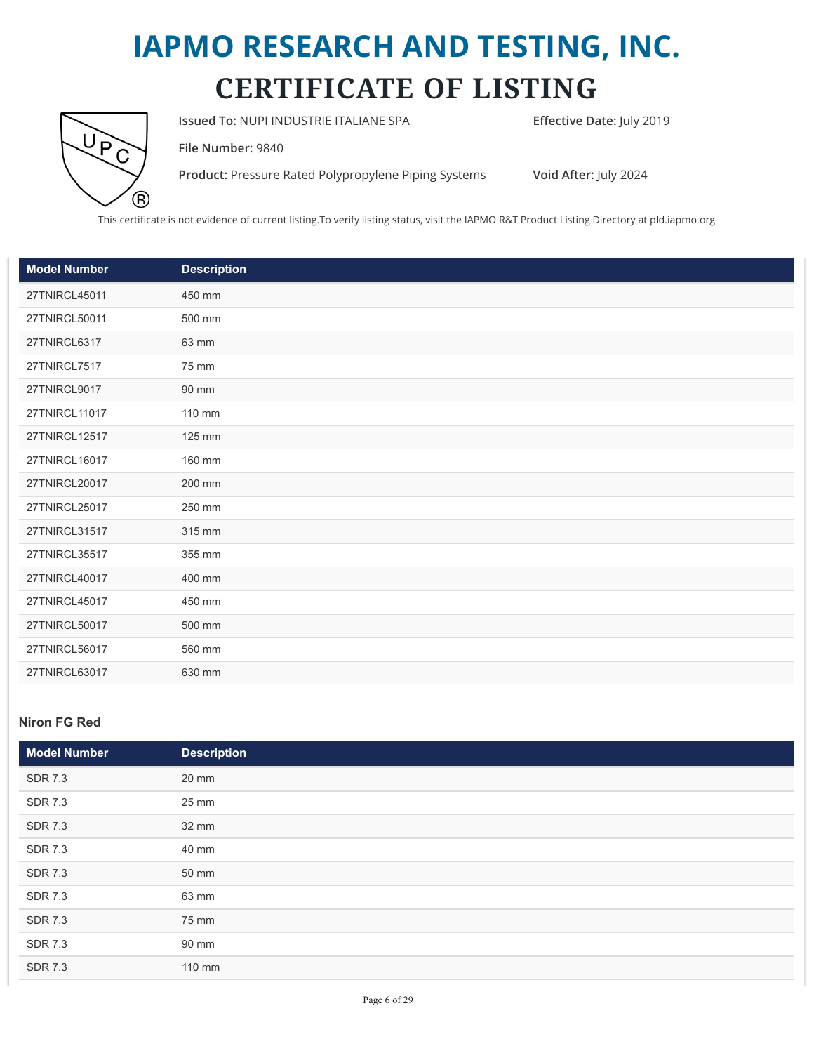# IAPMO RESEARCH AND TESTING, INC.

# CERTIFICATE OF LISTING

**Issued To:** NUPI INDUSTRIE ITALIANE SPA

**Effective Date:** July 2019

**File Number:** 9840

**Product:** Pressure Rated Polypropylene Piping Systems

**Void After:** July 2024

This certificate is not evidence of current listing.To verify listing status, visit the IAPMO R&T Product Listing Directory at pld.iapmo.org

| Model Number | Description |
|---|---|
| 27TNIRCL45011 | 450 mm |
| 27TNIRCL50011 | 500 mm |
| 27TNIRCL6317 | 63 mm |
| 27TNIRCL7517 | 75 mm |
| 27TNIRCL9017 | 90 mm |
| 27TNIRCL11017 | 110 mm |
| 27TNIRCL12517 | 125 mm |
| 27TNIRCL16017 | 160 mm |
| 27TNIRCL20017 | 200 mm |
| 27TNIRCL25017 | 250 mm |
| 27TNIRCL31517 | 315 mm |
| 27TNIRCL35517 | 355 mm |
| 27TNIRCL40017 | 400 mm |
| 27TNIRCL45017 | 450 mm |
| 27TNIRCL50017 | 500 mm |
| 27TNIRCL56017 | 560 mm |
| 27TNIRCL63017 | 630 mm |

### Niron FG Red

| Model Number | Description |
|---|---|
| SDR 7.3 | 20 mm |
| SDR 7.3 | 25 mm |
| SDR 7.3 | 32 mm |
| SDR 7.3 | 40 mm |
| SDR 7.3 | 50 mm |
| SDR 7.3 | 63 mm |
| SDR 7.3 | 75 mm |
| SDR 7.3 | 90 mm |
| SDR 7.3 | 110 mm |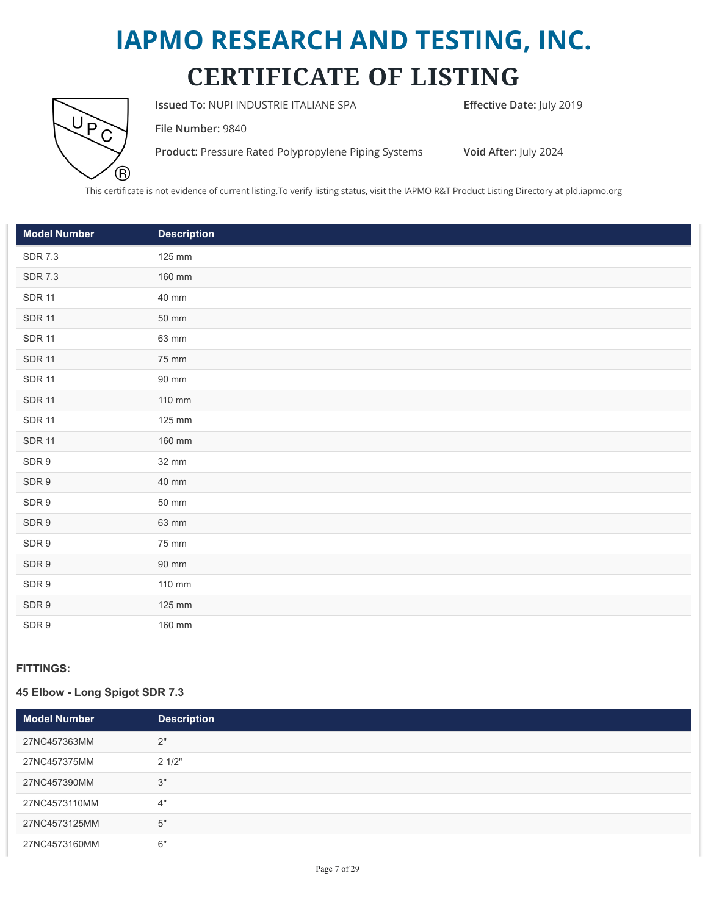# IAPMO RESEARCH AND TESTING, INC.

# CERTIFICATE OF LISTING

**Issued To:** NUPI INDUSTRIE ITALIANE SPA

**Effective Date:** July 2019

**File Number:** 9840

**Product:** Pressure Rated Polypropylene Piping Systems

**Void After:** July 2024

This certificate is not evidence of current listing.To verify listing status, visit the IAPMO R&T Product Listing Directory at pld.iapmo.org

| Model Number | Description |
| --- | --- |
| SDR 7.3 | 125 mm |
| SDR 7.3 | 160 mm |
| SDR 11 | 40 mm |
| SDR 11 | 50 mm |
| SDR 11 | 63 mm |
| SDR 11 | 75 mm |
| SDR 11 | 90 mm |
| SDR 11 | 110 mm |
| SDR 11 | 125 mm |
| SDR 11 | 160 mm |
| SDR 9 | 32 mm |
| SDR 9 | 40 mm |
| SDR 9 | 50 mm |
| SDR 9 | 63 mm |
| SDR 9 | 75 mm |
| SDR 9 | 90 mm |
| SDR 9 | 110 mm |
| SDR 9 | 125 mm |
| SDR 9 | 160 mm |

**FITTINGS:**

**45 Elbow - Long Spigot SDR 7.3**

| Model Number | Description |
| --- | --- |
| 27NC457363MM | 2" |
| 27NC457375MM | 2 1/2" |
| 27NC457390MM | 3" |
| 27NC4573110MM | 4" |
| 27NC4573125MM | 5" |
| 27NC4573160MM | 6" |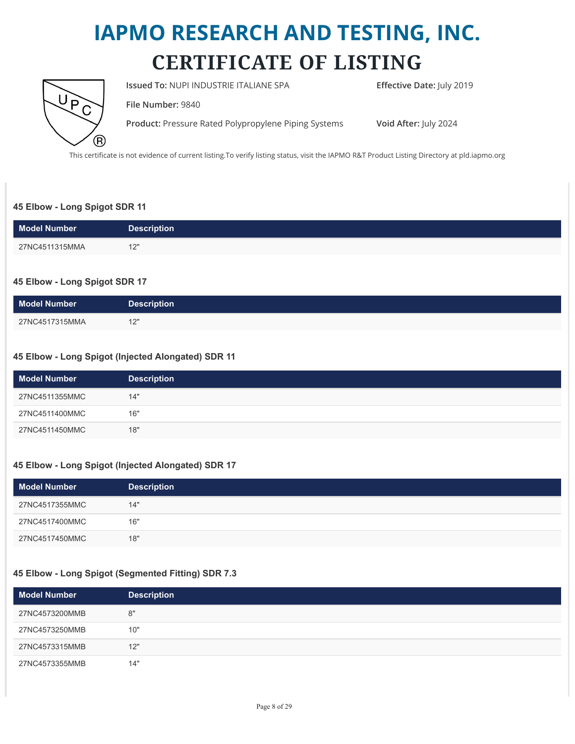# IAPMO RESEARCH AND TESTING, INC.
# CERTIFICATE OF LISTING

**Issued To:** NUPI INDUSTRIE ITALIANE SPA

**Effective Date:** July 2019

**File Number:** 9840

**Product:** Pressure Rated Polypropylene Piping Systems

**Void After:** July 2024

This certificate is not evidence of current listing.To verify listing status, visit the IAPMO R&T Product Listing Directory at pld.iapmo.org

### 45 Elbow - Long Spigot SDR 11

| Model Number | Description |
| --- | --- |
| 27NC4511315MMA | 12" |

### 45 Elbow - Long Spigot SDR 17

| Model Number | Description |
| --- | --- |
| 27NC4517315MMA | 12" |

### 45 Elbow - Long Spigot (Injected Alongated) SDR 11

| Model Number | Description |
| --- | --- |
| 27NC4511355MMC | 14" |
| 27NC4511400MMC | 16" |
| 27NC4511450MMC | 18" |

### 45 Elbow - Long Spigot (Injected Alongated) SDR 17

| Model Number | Description |
| --- | --- |
| 27NC4517355MMC | 14" |
| 27NC4517400MMC | 16" |
| 27NC4517450MMC | 18" |

### 45 Elbow - Long Spigot (Segmented Fitting) SDR 7.3

| Model Number | Description |
| --- | --- |
| 27NC4573200MMB | 8" |
| 27NC4573250MMB | 10" |
| 27NC4573315MMB | 12" |
| 27NC4573355MMB | 14" |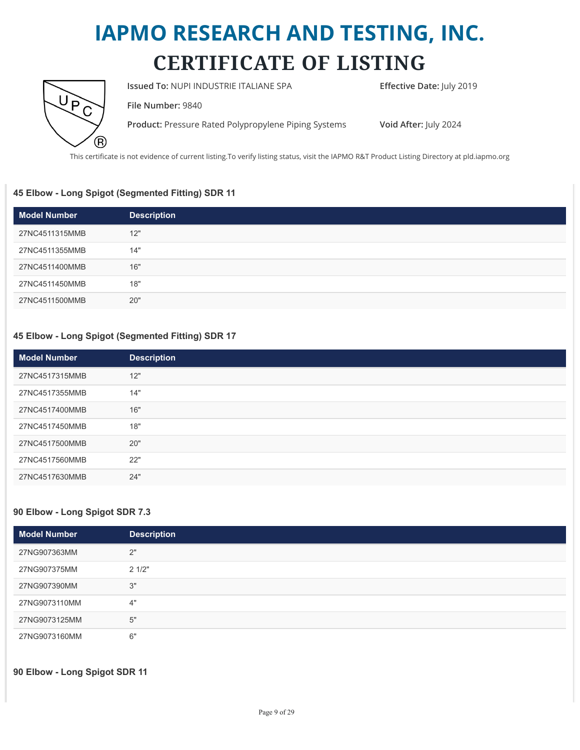# IAPMO RESEARCH AND TESTING, INC.

# CERTIFICATE OF LISTING

**Issued To:** NUPI INDUSTRIE ITALIANE SPA

**Effective Date:** July 2019

**File Number:** 9840

**Product:** Pressure Rated Polypropylene Piping Systems

**Void After:** July 2024

This certificate is not evidence of current listing.To verify listing status, visit the IAPMO R&T Product Listing Directory at pld.iapmo.org

### 45 Elbow - Long Spigot (Segmented Fitting) SDR 11

| Model Number | Description |
| --- | --- |
| 27NC4511315MMB | 12" |
| 27NC4511355MMB | 14" |
| 27NC4511400MMB | 16" |
| 27NC4511450MMB | 18" |
| 27NC4511500MMB | 20" |

### 45 Elbow - Long Spigot (Segmented Fitting) SDR 17

| Model Number | Description |
| --- | --- |
| 27NC4517315MMB | 12" |
| 27NC4517355MMB | 14" |
| 27NC4517400MMB | 16" |
| 27NC4517450MMB | 18" |
| 27NC4517500MMB | 20" |
| 27NC4517560MMB | 22" |
| 27NC4517630MMB | 24" |

### 90 Elbow - Long Spigot SDR 7.3

| Model Number | Description |
| --- | --- |
| 27NG907363MM | 2" |
| 27NG907375MM | 2 1/2" |
| 27NG907390MM | 3" |
| 27NG9073110MM | 4" |
| 27NG9073125MM | 5" |
| 27NG9073160MM | 6" |

### 90 Elbow - Long Spigot SDR 11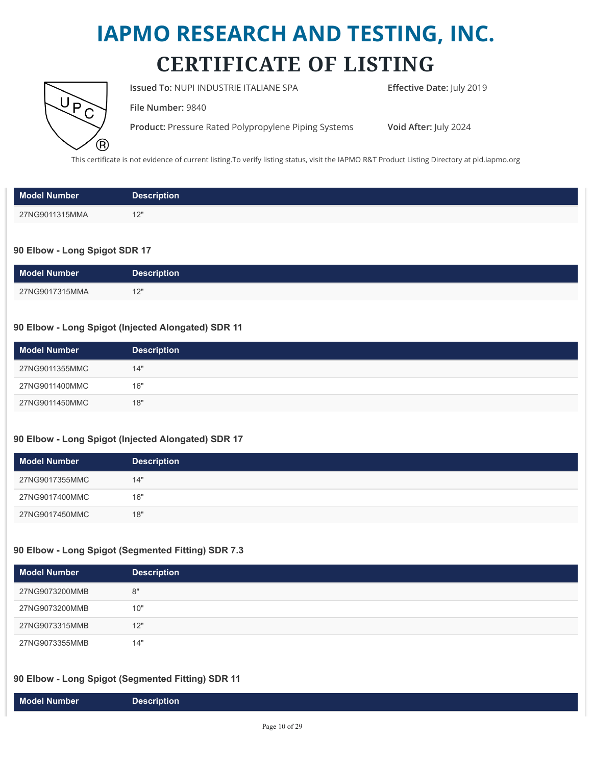# IAPMO RESEARCH AND TESTING, INC.
# CERTIFICATE OF LISTING

**Issued To:** NUPI INDUSTRIE ITALIANE SPA

**Effective Date:** July 2019

**File Number:** 9840

**Product:** Pressure Rated Polypropylene Piping Systems

**Void After:** July 2024

This certificate is not evidence of current listing.To verify listing status, visit the IAPMO R&T Product Listing Directory at pld.iapmo.org

| Model Number | Description |
|---|---|
| 27NG9011315MMA | 12" |

### 90 Elbow - Long Spigot SDR 17

| Model Number | Description |
|---|---|
| 27NG9017315MMA | 12" |

### 90 Elbow - Long Spigot (Injected Alongated) SDR 11

| Model Number | Description |
|---|---|
| 27NG9011355MMC | 14" |
| 27NG9011400MMC | 16" |
| 27NG9011450MMC | 18" |

### 90 Elbow - Long Spigot (Injected Alongated) SDR 17

| Model Number | Description |
|---|---|
| 27NG9017355MMC | 14" |
| 27NG9017400MMC | 16" |
| 27NG9017450MMC | 18" |

### 90 Elbow - Long Spigot (Segmented Fitting) SDR 7.3

| Model Number | Description |
|---|---|
| 27NG9073200MMB | 8" |
| 27NG9073200MMB | 10" |
| 27NG9073315MMB | 12" |
| 27NG9073355MMB | 14" |

### 90 Elbow - Long Spigot (Segmented Fitting) SDR 11

| Model Number | Description |
|---|---|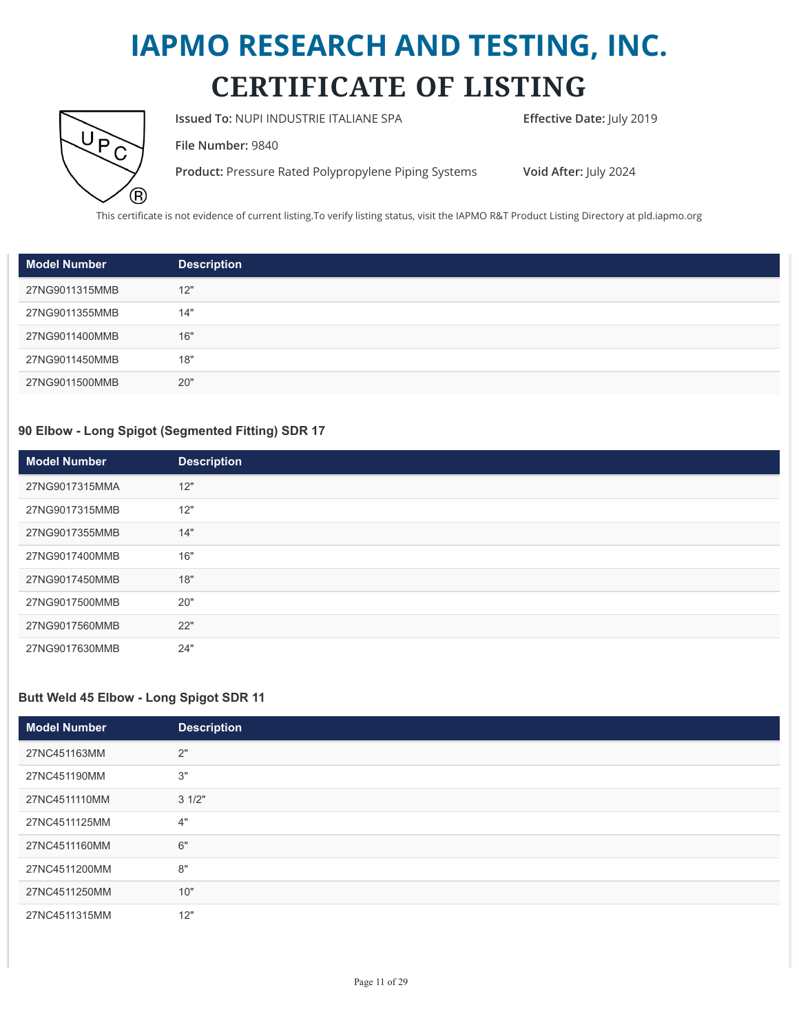# IAPMO RESEARCH AND TESTING, INC.
# CERTIFICATE OF LISTING

**Issued To:** NUPI INDUSTRIE ITALIANE SPA

**Effective Date:** July 2019

**File Number:** 9840

**Product:** Pressure Rated Polypropylene Piping Systems

**Void After:** July 2024

This certificate is not evidence of current listing.To verify listing status, visit the IAPMO R&T Product Listing Directory at pld.iapmo.org

| Model Number | Description |
|---|---|
| 27NG9011315MMB | 12" |
| 27NG9011355MMB | 14" |
| 27NG9011400MMB | 16" |
| 27NG9011450MMB | 18" |
| 27NG9011500MMB | 20" |

### 90 Elbow - Long Spigot (Segmented Fitting) SDR 17

| Model Number | Description |
|---|---|
| 27NG9017315MMA | 12" |
| 27NG9017315MMB | 12" |
| 27NG9017355MMB | 14" |
| 27NG9017400MMB | 16" |
| 27NG9017450MMB | 18" |
| 27NG9017500MMB | 20" |
| 27NG9017560MMB | 22" |
| 27NG9017630MMB | 24" |

### Butt Weld 45 Elbow - Long Spigot SDR 11

| Model Number | Description |
|---|---|
| 27NC451163MM | 2" |
| 27NC451190MM | 3" |
| 27NC4511110MM | 3 1/2" |
| 27NC4511125MM | 4" |
| 27NC4511160MM | 6" |
| 27NC4511200MM | 8" |
| 27NC4511250MM | 10" |
| 27NC4511315MM | 12" |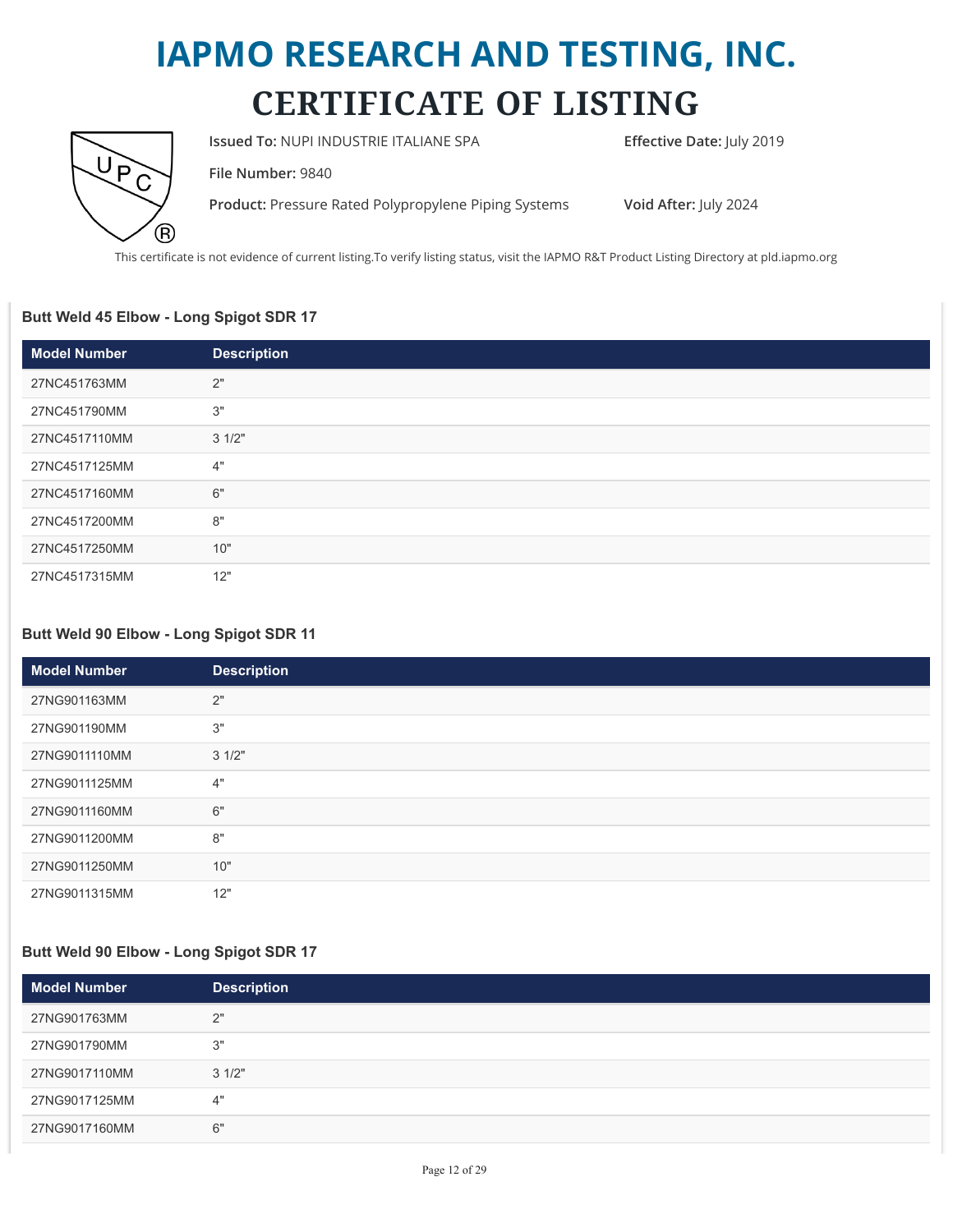# IAPMO RESEARCH AND TESTING, INC.

# CERTIFICATE OF LISTING

**Issued To:** NUPI INDUSTRIE ITALIANE SPA

**Effective Date:** July 2019

**File Number:** 9840

**Product:** Pressure Rated Polypropylene Piping Systems

**Void After:** July 2024

This certificate is not evidence of current listing.To verify listing status, visit the IAPMO R&T Product Listing Directory at pld.iapmo.org

### Butt Weld 45 Elbow - Long Spigot SDR 17

| Model Number | Description |
|---|---|
| 27NC451763MM | 2" |
| 27NC451790MM | 3" |
| 27NC4517110MM | 3 1/2" |
| 27NC4517125MM | 4" |
| 27NC4517160MM | 6" |
| 27NC4517200MM | 8" |
| 27NC4517250MM | 10" |
| 27NC4517315MM | 12" |

### Butt Weld 90 Elbow - Long Spigot SDR 11

| Model Number | Description |
|---|---|
| 27NG901163MM | 2" |
| 27NG901190MM | 3" |
| 27NG9011110MM | 3 1/2" |
| 27NG9011125MM | 4" |
| 27NG9011160MM | 6" |
| 27NG9011200MM | 8" |
| 27NG9011250MM | 10" |
| 27NG9011315MM | 12" |

### Butt Weld 90 Elbow - Long Spigot SDR 17

| Model Number | Description |
|---|---|
| 27NG901763MM | 2" |
| 27NG901790MM | 3" |
| 27NG9017110MM | 3 1/2" |
| 27NG9017125MM | 4" |
| 27NG9017160MM | 6" |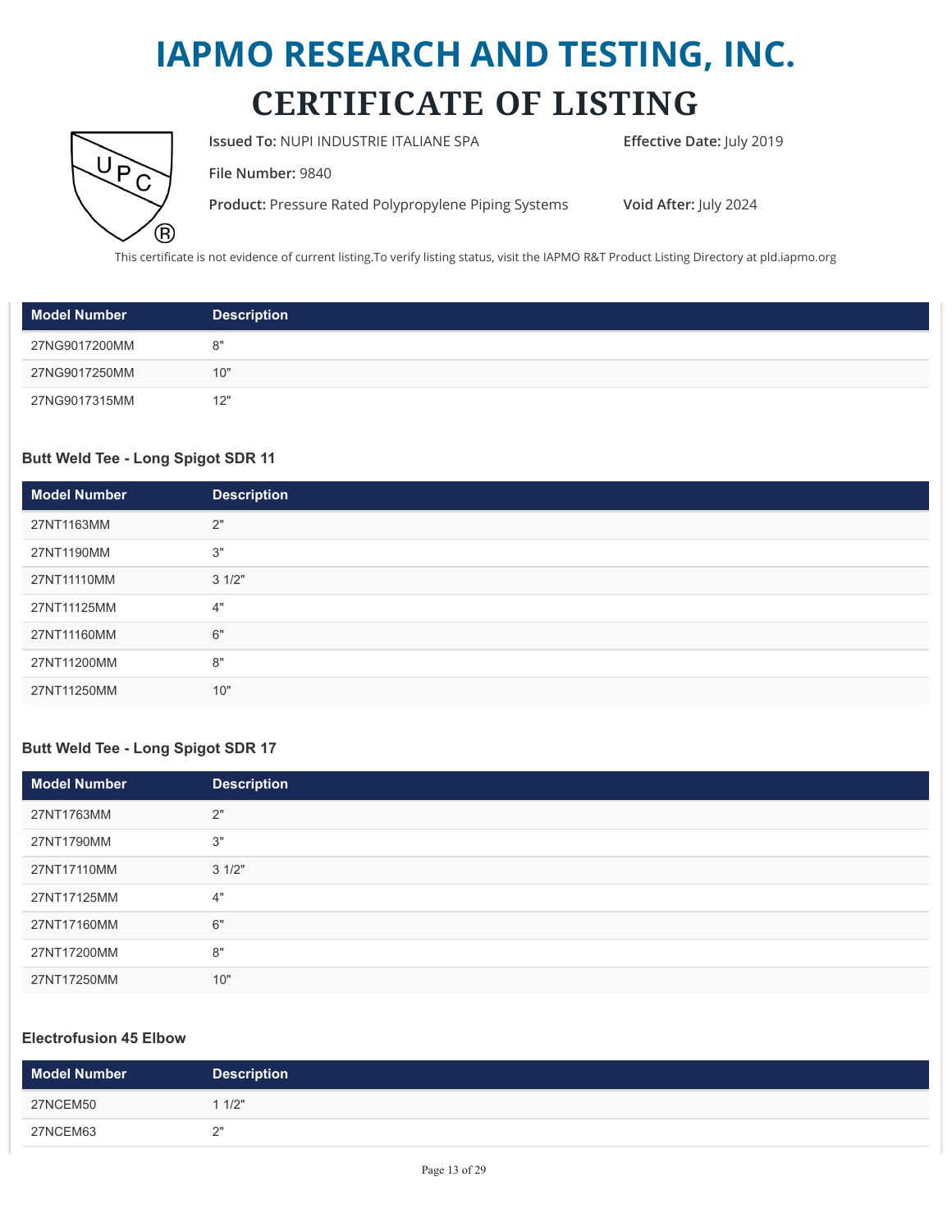# IAPMO RESEARCH AND TESTING, INC.

# CERTIFICATE OF LISTING

**Issued To:** NUPI INDUSTRIE ITALIANE SPA

**Effective Date:** July 2019

**File Number:** 9840

**Product:** Pressure Rated Polypropylene Piping Systems

**Void After:** July 2024

This certificate is not evidence of current listing.To verify listing status, visit the IAPMO R&T Product Listing Directory at pld.iapmo.org

| Model Number | Description |
|---|---|
| 27NG9017200MM | 8" |
| 27NG9017250MM | 10" |
| 27NG9017315MM | 12" |

### Butt Weld Tee - Long Spigot SDR 11

| Model Number | Description |
|---|---|
| 27NT1163MM | 2" |
| 27NT1190MM | 3" |
| 27NT11110MM | 3 1/2" |
| 27NT11125MM | 4" |
| 27NT11160MM | 6" |
| 27NT11200MM | 8" |
| 27NT11250MM | 10" |

### Butt Weld Tee - Long Spigot SDR 17

| Model Number | Description |
|---|---|
| 27NT1763MM | 2" |
| 27NT1790MM | 3" |
| 27NT17110MM | 3 1/2" |
| 27NT17125MM | 4" |
| 27NT17160MM | 6" |
| 27NT17200MM | 8" |
| 27NT17250MM | 10" |

### Electrofusion 45 Elbow

| Model Number | Description |
|---|---|
| 27NCEM50 | 1 1/2" |
| 27NCEM63 | 2" |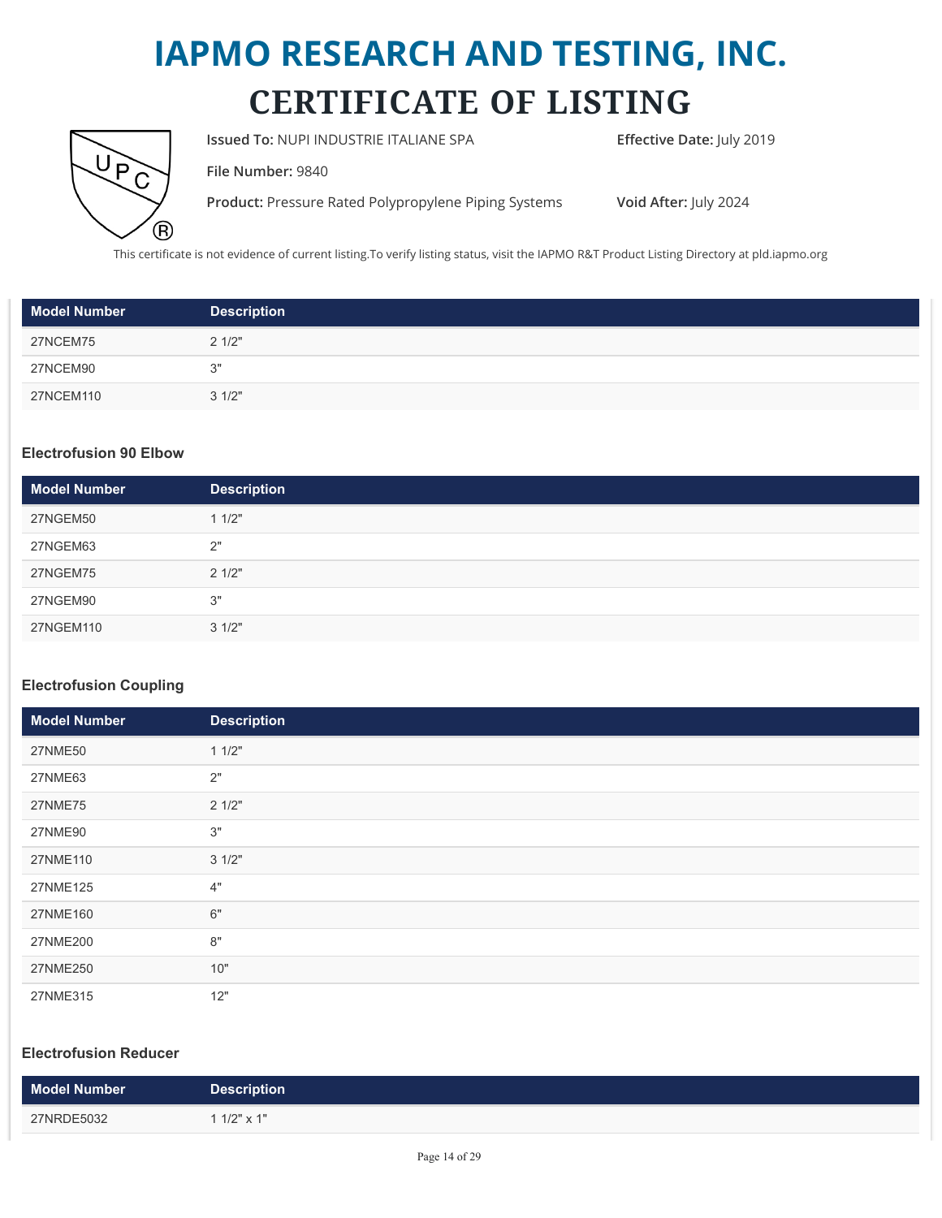# IAPMO RESEARCH AND TESTING, INC.

## CERTIFICATE OF LISTING

**Issued To:** NUPI INDUSTRIE ITALIANE SPA

**Effective Date:** July 2019

**File Number:** 9840

**Product:** Pressure Rated Polypropylene Piping Systems

**Void After:** July 2024

This certificate is not evidence of current listing.To verify listing status, visit the IAPMO R&T Product Listing Directory at pld.iapmo.org

| Model Number | Description |
|---|---|
| 27NCEM75 | 2 1/2" |
| 27NCEM90 | 3" |
| 27NCEM110 | 3 1/2" |

### Electrofusion 90 Elbow

| Model Number | Description |
|---|---|
| 27NGEM50 | 1 1/2" |
| 27NGEM63 | 2" |
| 27NGEM75 | 2 1/2" |
| 27NGEM90 | 3" |
| 27NGEM110 | 3 1/2" |

### Electrofusion Coupling

| Model Number | Description |
|---|---|
| 27NME50 | 1 1/2" |
| 27NME63 | 2" |
| 27NME75 | 2 1/2" |
| 27NME90 | 3" |
| 27NME110 | 3 1/2" |
| 27NME125 | 4" |
| 27NME160 | 6" |
| 27NME200 | 8" |
| 27NME250 | 10" |
| 27NME315 | 12" |

### Electrofusion Reducer

| Model Number | Description |
|---|---|
| 27NRDE5032 | 1 1/2" x 1" |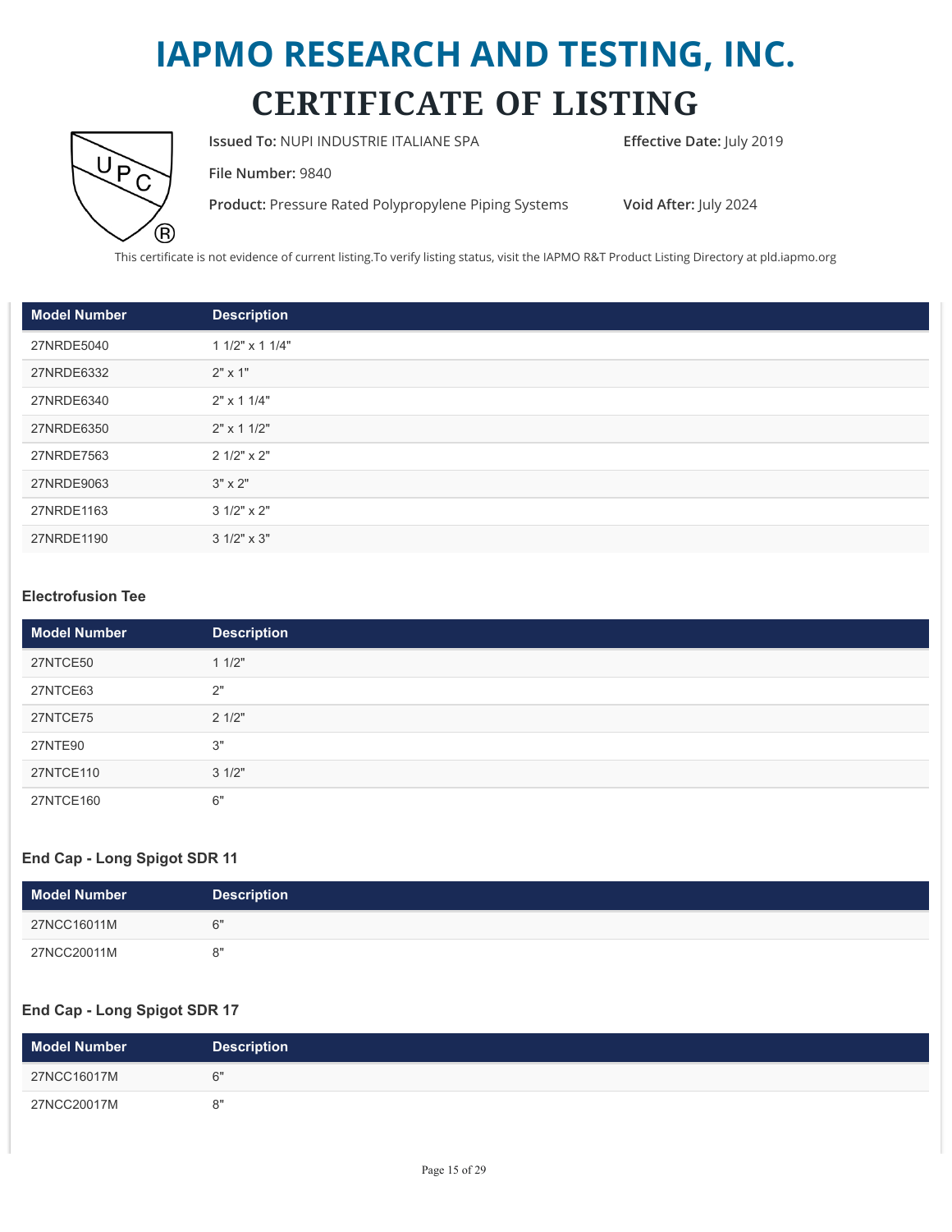# IAPMO RESEARCH AND TESTING, INC.

# CERTIFICATE OF LISTING

**Issued To:** NUPI INDUSTRIE ITALIANE SPA

**Effective Date:** July 2019

**File Number:** 9840

**Product:** Pressure Rated Polypropylene Piping Systems

**Void After:** July 2024

This certificate is not evidence of current listing.To verify listing status, visit the IAPMO R&T Product Listing Directory at pld.iapmo.org

| Model Number | Description |
| --- | --- |
| 27NRDE5040 | 1 1/2" x 1 1/4" |
| 27NRDE6332 | 2" x 1" |
| 27NRDE6340 | 2" x 1 1/4" |
| 27NRDE6350 | 2" x 1 1/2" |
| 27NRDE7563 | 2 1/2" x 2" |
| 27NRDE9063 | 3" x 2" |
| 27NRDE1163 | 3 1/2" x 2" |
| 27NRDE1190 | 3 1/2" x 3" |

### Electrofusion Tee

| Model Number | Description |
| --- | --- |
| 27NTCE50 | 1 1/2" |
| 27NTCE63 | 2" |
| 27NTCE75 | 2 1/2" |
| 27NTE90 | 3" |
| 27NTCE110 | 3 1/2" |
| 27NTCE160 | 6" |

### End Cap - Long Spigot SDR 11

| Model Number | Description |
| --- | --- |
| 27NCC16011M | 6" |
| 27NCC20011M | 8" |

### End Cap - Long Spigot SDR 17

| Model Number | Description |
| --- | --- |
| 27NCC16017M | 6" |
| 27NCC20017M | 8" |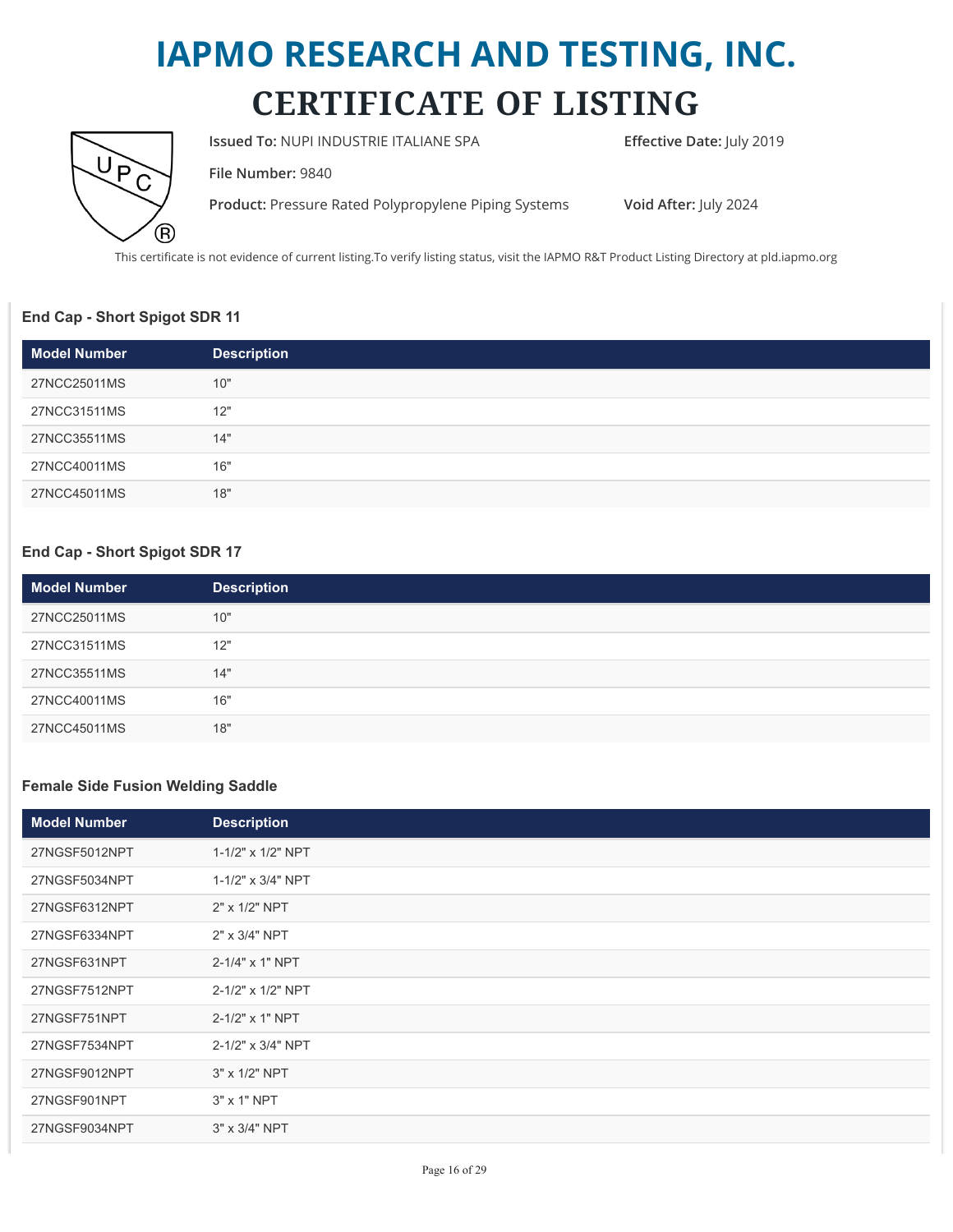# IAPMO RESEARCH AND TESTING, INC.

# CERTIFICATE OF LISTING

**Issued To:** NUPI INDUSTRIE ITALIANE SPA

**Effective Date:** July 2019

**File Number:** 9840

**Product:** Pressure Rated Polypropylene Piping Systems

**Void After:** July 2024

This certificate is not evidence of current listing.To verify listing status, visit the IAPMO R&T Product Listing Directory at pld.iapmo.org

### End Cap - Short Spigot SDR 11

| Model Number | Description |
|---|---|
| 27NCC25011MS | 10" |
| 27NCC31511MS | 12" |
| 27NCC35511MS | 14" |
| 27NCC40011MS | 16" |
| 27NCC45011MS | 18" |

### End Cap - Short Spigot SDR 17

| Model Number | Description |
|---|---|
| 27NCC25011MS | 10" |
| 27NCC31511MS | 12" |
| 27NCC35511MS | 14" |
| 27NCC40011MS | 16" |
| 27NCC45011MS | 18" |

### Female Side Fusion Welding Saddle

| Model Number | Description |
|---|---|
| 27NGSF5012NPT | 1-1/2" x 1/2" NPT |
| 27NGSF5034NPT | 1-1/2" x 3/4" NPT |
| 27NGSF6312NPT | 2" x 1/2" NPT |
| 27NGSF6334NPT | 2" x 3/4" NPT |
| 27NGSF631NPT | 2-1/4" x 1" NPT |
| 27NGSF7512NPT | 2-1/2" x 1/2" NPT |
| 27NGSF751NPT | 2-1/2" x 1" NPT |
| 27NGSF7534NPT | 2-1/2" x 3/4" NPT |
| 27NGSF9012NPT | 3" x 1/2" NPT |
| 27NGSF901NPT | 3" x 1" NPT |
| 27NGSF9034NPT | 3" x 3/4" NPT |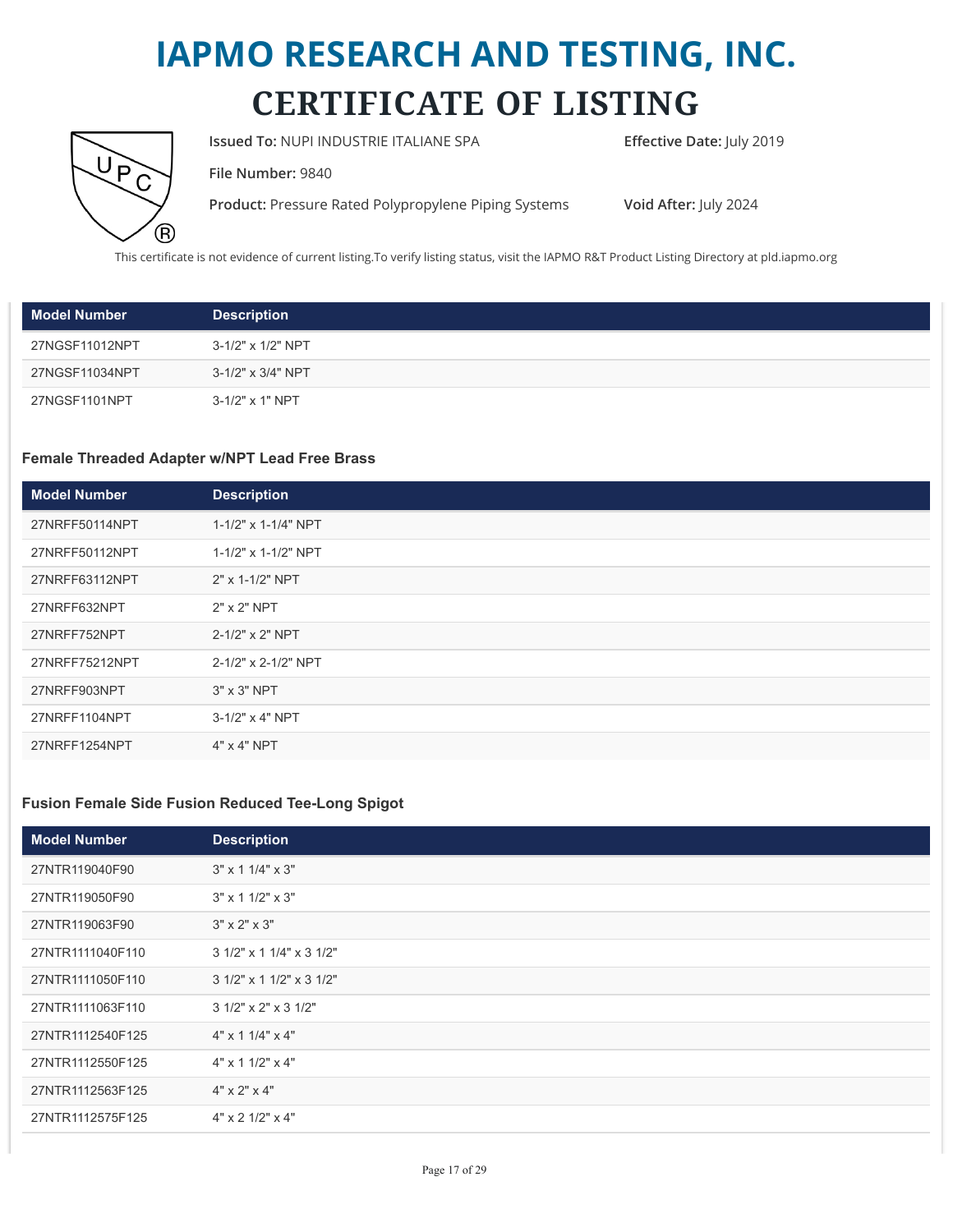# IAPMO RESEARCH AND TESTING, INC.

# CERTIFICATE OF LISTING

**Issued To:** NUPI INDUSTRIE ITALIANE SPA

**Effective Date:** July 2019

**File Number:** 9840

**Product:** Pressure Rated Polypropylene Piping Systems

**Void After:** July 2024

This certificate is not evidence of current listing.To verify listing status, visit the IAPMO R&T Product Listing Directory at pld.iapmo.org

| Model Number | Description |
|---|---|
| 27NGSF11012NPT | 3-1/2" x 1/2" NPT |
| 27NGSF11034NPT | 3-1/2" x 3/4" NPT |
| 27NGSF1101NPT | 3-1/2" x 1" NPT |

### Female Threaded Adapter w/NPT Lead Free Brass

| Model Number | Description |
|---|---|
| 27NRFF50114NPT | 1-1/2" x 1-1/4" NPT |
| 27NRFF50112NPT | 1-1/2" x 1-1/2" NPT |
| 27NRFF63112NPT | 2" x 1-1/2" NPT |
| 27NRFF632NPT | 2" x 2" NPT |
| 27NRFF752NPT | 2-1/2" x 2" NPT |
| 27NRFF75212NPT | 2-1/2" x 2-1/2" NPT |
| 27NRFF903NPT | 3" x 3" NPT |
| 27NRFF1104NPT | 3-1/2" x 4" NPT |
| 27NRFF1254NPT | 4" x 4" NPT |

### Fusion Female Side Fusion Reduced Tee-Long Spigot

| Model Number | Description |
|---|---|
| 27NTR119040F90 | 3" x 1 1/4" x 3" |
| 27NTR119050F90 | 3" x 1 1/2" x 3" |
| 27NTR119063F90 | 3" x 2" x 3" |
| 27NTR1111040F110 | 3 1/2" x 1 1/4" x 3 1/2" |
| 27NTR1111050F110 | 3 1/2" x 1 1/2" x 3 1/2" |
| 27NTR1111063F110 | 3 1/2" x 2" x 3 1/2" |
| 27NTR1112540F125 | 4" x 1 1/4" x 4" |
| 27NTR1112550F125 | 4" x 1 1/2" x 4" |
| 27NTR1112563F125 | 4" x 2" x 4" |
| 27NTR1112575F125 | 4" x 2 1/2" x 4" |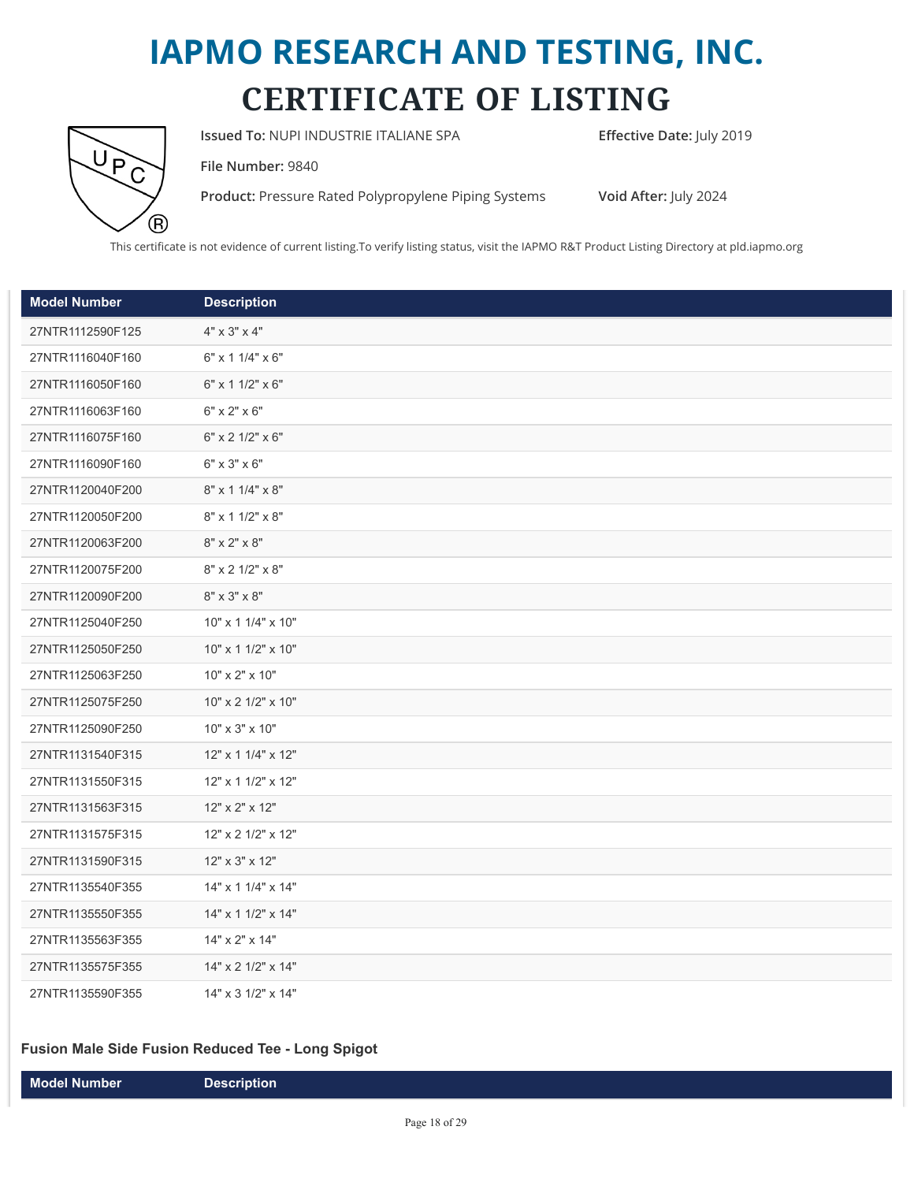# IAPMO RESEARCH AND TESTING, INC.

# CERTIFICATE OF LISTING

**Issued To:** NUPI INDUSTRIE ITALIANE SPA

**Effective Date:** July 2019

**File Number:** 9840

**Product:** Pressure Rated Polypropylene Piping Systems

**Void After:** July 2024

This certificate is not evidence of current listing.To verify listing status, visit the IAPMO R&T Product Listing Directory at pld.iapmo.org

| Model Number | Description |
|---|---|
| 27NTR1112590F125 | 4" x 3" x 4" |
| 27NTR1116040F160 | 6" x 1 1/4" x 6" |
| 27NTR1116050F160 | 6" x 1 1/2" x 6" |
| 27NTR1116063F160 | 6" x 2" x 6" |
| 27NTR1116075F160 | 6" x 2 1/2" x 6" |
| 27NTR1116090F160 | 6" x 3" x 6" |
| 27NTR1120040F200 | 8" x 1 1/4" x 8" |
| 27NTR1120050F200 | 8" x 1 1/2" x 8" |
| 27NTR1120063F200 | 8" x 2" x 8" |
| 27NTR1120075F200 | 8" x 2 1/2" x 8" |
| 27NTR1120090F200 | 8" x 3" x 8" |
| 27NTR1125040F250 | 10" x 1 1/4" x 10" |
| 27NTR1125050F250 | 10" x 1 1/2" x 10" |
| 27NTR1125063F250 | 10" x 2" x 10" |
| 27NTR1125075F250 | 10" x 2 1/2" x 10" |
| 27NTR1125090F250 | 10" x 3" x 10" |
| 27NTR1131540F315 | 12" x 1 1/4" x 12" |
| 27NTR1131550F315 | 12" x 1 1/2" x 12" |
| 27NTR1131563F315 | 12" x 2" x 12" |
| 27NTR1131575F315 | 12" x 2 1/2" x 12" |
| 27NTR1131590F315 | 12" x 3" x 12" |
| 27NTR1135540F355 | 14" x 1 1/4" x 14" |
| 27NTR1135550F355 | 14" x 1 1/2" x 14" |
| 27NTR1135563F355 | 14" x 2" x 14" |
| 27NTR1135575F355 | 14" x 2 1/2" x 14" |
| 27NTR1135590F355 | 14" x 3 1/2" x 14" |

### Fusion Male Side Fusion Reduced Tee - Long Spigot

| Model Number | Description |
|---|---|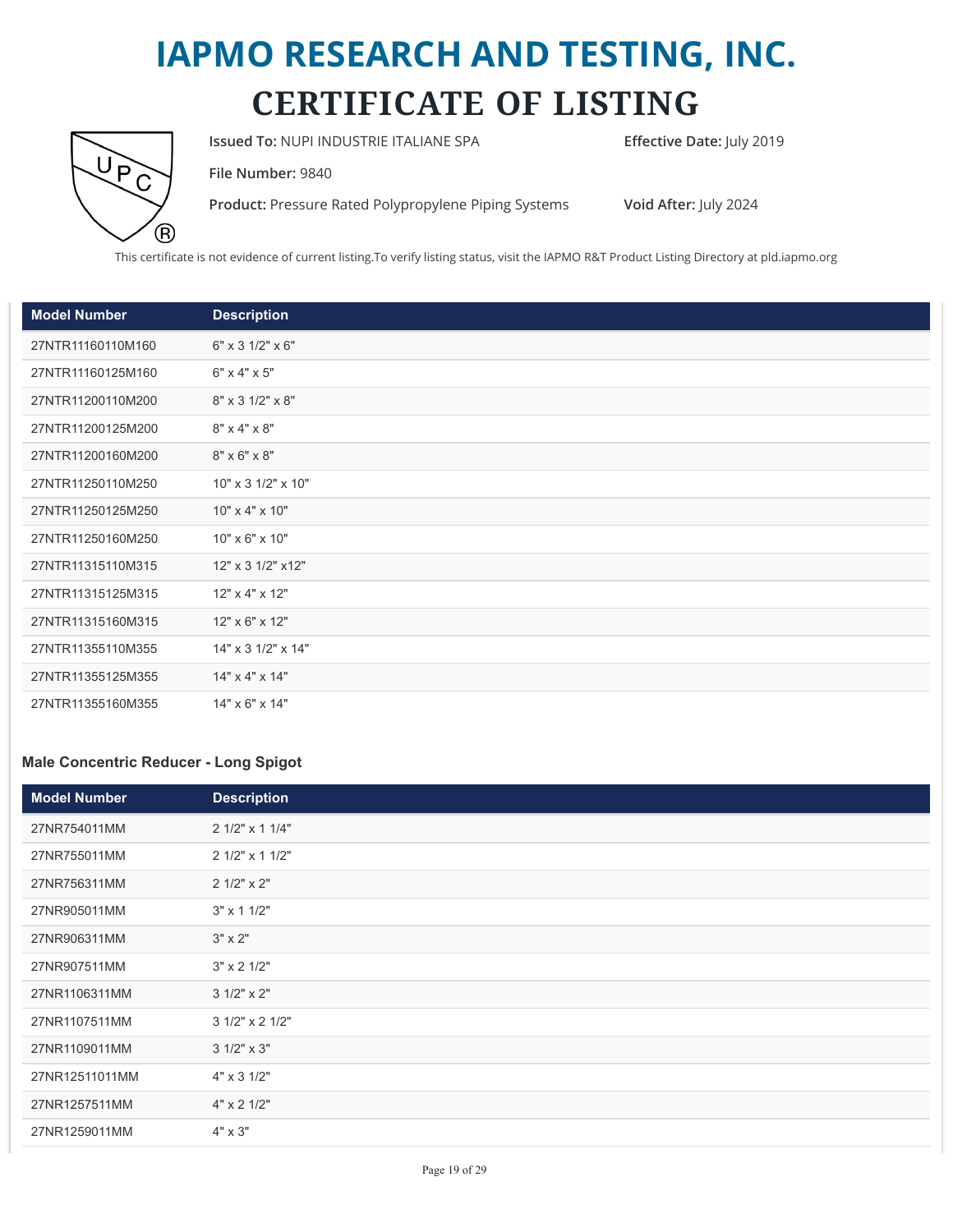# IAPMO RESEARCH AND TESTING, INC.

# CERTIFICATE OF LISTING

**Issued To:** NUPI INDUSTRIE ITALIANE SPA

**Effective Date:** July 2019

**File Number:** 9840

**Product:** Pressure Rated Polypropylene Piping Systems

**Void After:** July 2024

This certificate is not evidence of current listing.To verify listing status, visit the IAPMO R&T Product Listing Directory at pld.iapmo.org

| Model Number | Description |
|---|---|
| 27NTR11160110M160 | 6" x 3 1/2" x 6" |
| 27NTR11160125M160 | 6" x 4" x 5" |
| 27NTR11200110M200 | 8" x 3 1/2" x 8" |
| 27NTR11200125M200 | 8" x 4" x 8" |
| 27NTR11200160M200 | 8" x 6" x 8" |
| 27NTR11250110M250 | 10" x 3 1/2" x 10" |
| 27NTR11250125M250 | 10" x 4" x 10" |
| 27NTR11250160M250 | 10" x 6" x 10" |
| 27NTR11315110M315 | 12" x 3 1/2" x12" |
| 27NTR11315125M315 | 12" x 4" x 12" |
| 27NTR11315160M315 | 12" x 6" x 12" |
| 27NTR11355110M355 | 14" x 3 1/2" x 14" |
| 27NTR11355125M355 | 14" x 4" x 14" |
| 27NTR11355160M355 | 14" x 6" x 14" |

### Male Concentric Reducer - Long Spigot

| Model Number | Description |
|---|---|
| 27NR754011MM | 2 1/2" x 1 1/4" |
| 27NR755011MM | 2 1/2" x 1 1/2" |
| 27NR756311MM | 2 1/2" x 2" |
| 27NR905011MM | 3" x 1 1/2" |
| 27NR906311MM | 3" x 2" |
| 27NR907511MM | 3" x 2 1/2" |
| 27NR1106311MM | 3 1/2" x 2" |
| 27NR1107511MM | 3 1/2" x 2 1/2" |
| 27NR1109011MM | 3 1/2" x 3" |
| 27NR12511011MM | 4" x 3 1/2" |
| 27NR1257511MM | 4" x 2 1/2" |
| 27NR1259011MM | 4" x 3" |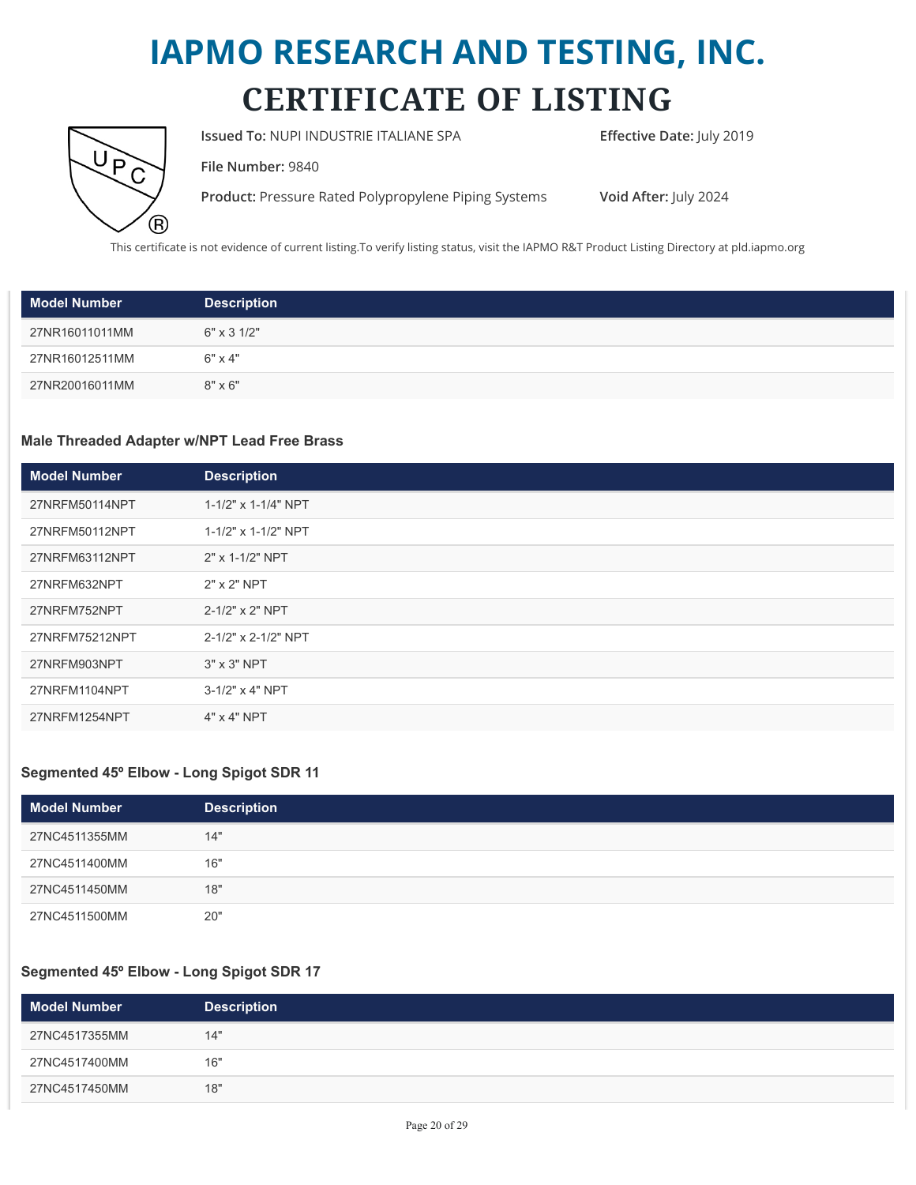# IAPMO RESEARCH AND TESTING, INC.

# CERTIFICATE OF LISTING

**Issued To:** NUPI INDUSTRIE ITALIANE SPA

**Effective Date:** July 2019

**File Number:** 9840

**Product:** Pressure Rated Polypropylene Piping Systems

**Void After:** July 2024

This certificate is not evidence of current listing.To verify listing status, visit the IAPMO R&T Product Listing Directory at pld.iapmo.org

| Model Number | Description |
|---|---|
| 27NR16011011MM | 6" x 3 1/2" |
| 27NR16012511MM | 6" x 4" |
| 27NR20016011MM | 8" x 6" |

### Male Threaded Adapter w/NPT Lead Free Brass

| Model Number | Description |
|---|---|
| 27NRFM50114NPT | 1-1/2" x 1-1/4" NPT |
| 27NRFM50112NPT | 1-1/2" x 1-1/2" NPT |
| 27NRFM63112NPT | 2" x 1-1/2" NPT |
| 27NRFM632NPT | 2" x 2" NPT |
| 27NRFM752NPT | 2-1/2" x 2" NPT |
| 27NRFM75212NPT | 2-1/2" x 2-1/2" NPT |
| 27NRFM903NPT | 3" x 3" NPT |
| 27NRFM1104NPT | 3-1/2" x 4" NPT |
| 27NRFM1254NPT | 4" x 4" NPT |

### Segmented 45º Elbow - Long Spigot SDR 11

| Model Number | Description |
|---|---|
| 27NC4511355MM | 14" |
| 27NC4511400MM | 16" |
| 27NC4511450MM | 18" |
| 27NC4511500MM | 20" |

### Segmented 45º Elbow - Long Spigot SDR 17

| Model Number | Description |
|---|---|
| 27NC4517355MM | 14" |
| 27NC4517400MM | 16" |
| 27NC4517450MM | 18" |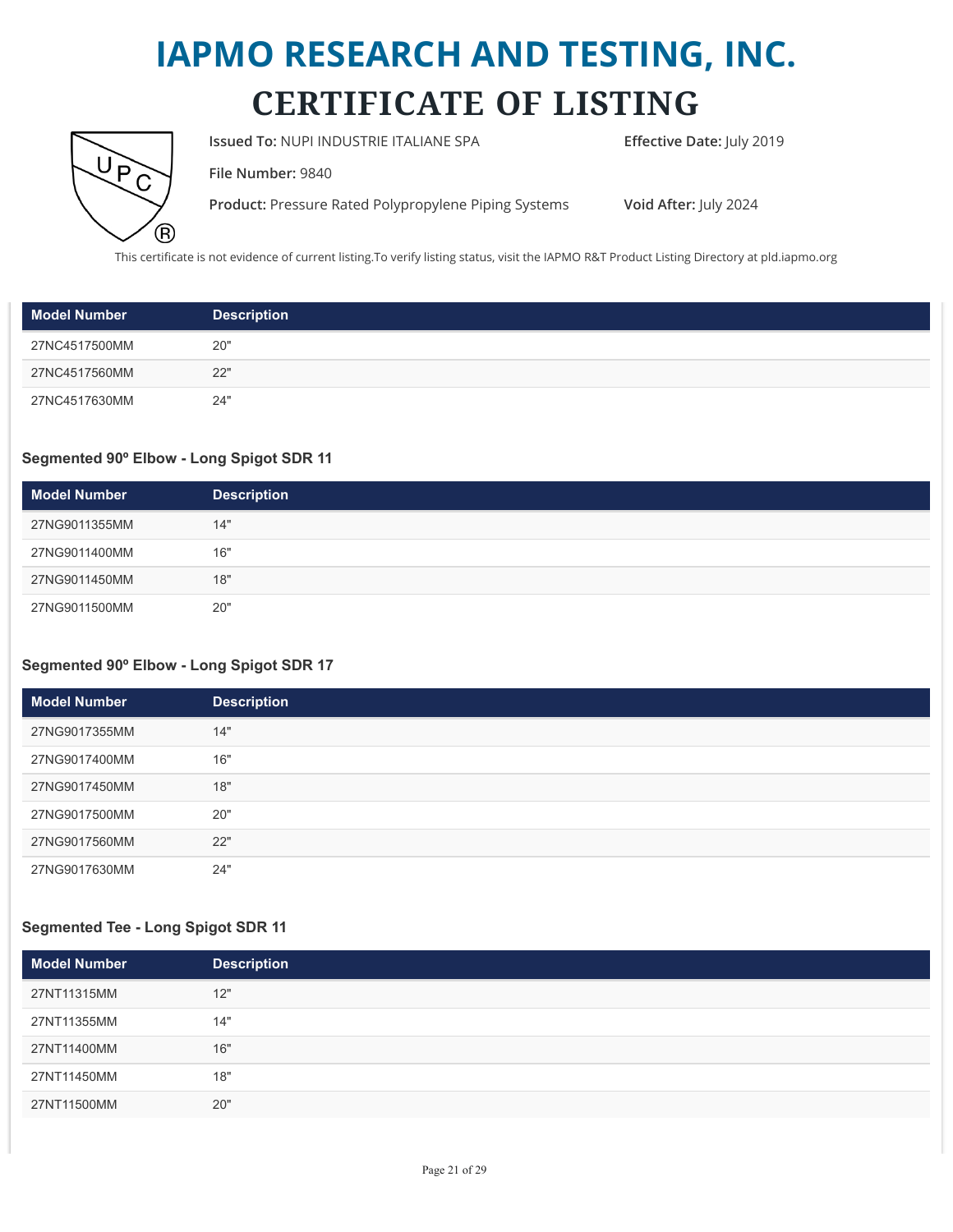# IAPMO RESEARCH AND TESTING, INC.

# CERTIFICATE OF LISTING

**Issued To:** NUPI INDUSTRIE ITALIANE SPA

**Effective Date:** July 2019

**File Number:** 9840

**Product:** Pressure Rated Polypropylene Piping Systems

**Void After:** July 2024

This certificate is not evidence of current listing.To verify listing status, visit the IAPMO R&T Product Listing Directory at pld.iapmo.org

| Model Number | Description |
|---|---|
| 27NC4517500MM | 20" |
| 27NC4517560MM | 22" |
| 27NC4517630MM | 24" |

### Segmented 90º Elbow - Long Spigot SDR 11

| Model Number | Description |
|---|---|
| 27NG9011355MM | 14" |
| 27NG9011400MM | 16" |
| 27NG9011450MM | 18" |
| 27NG9011500MM | 20" |

### Segmented 90º Elbow - Long Spigot SDR 17

| Model Number | Description |
|---|---|
| 27NG9017355MM | 14" |
| 27NG9017400MM | 16" |
| 27NG9017450MM | 18" |
| 27NG9017500MM | 20" |
| 27NG9017560MM | 22" |
| 27NG9017630MM | 24" |

### Segmented Tee - Long Spigot SDR 11

| Model Number | Description |
|---|---|
| 27NT11315MM | 12" |
| 27NT11355MM | 14" |
| 27NT11400MM | 16" |
| 27NT11450MM | 18" |
| 27NT11500MM | 20" |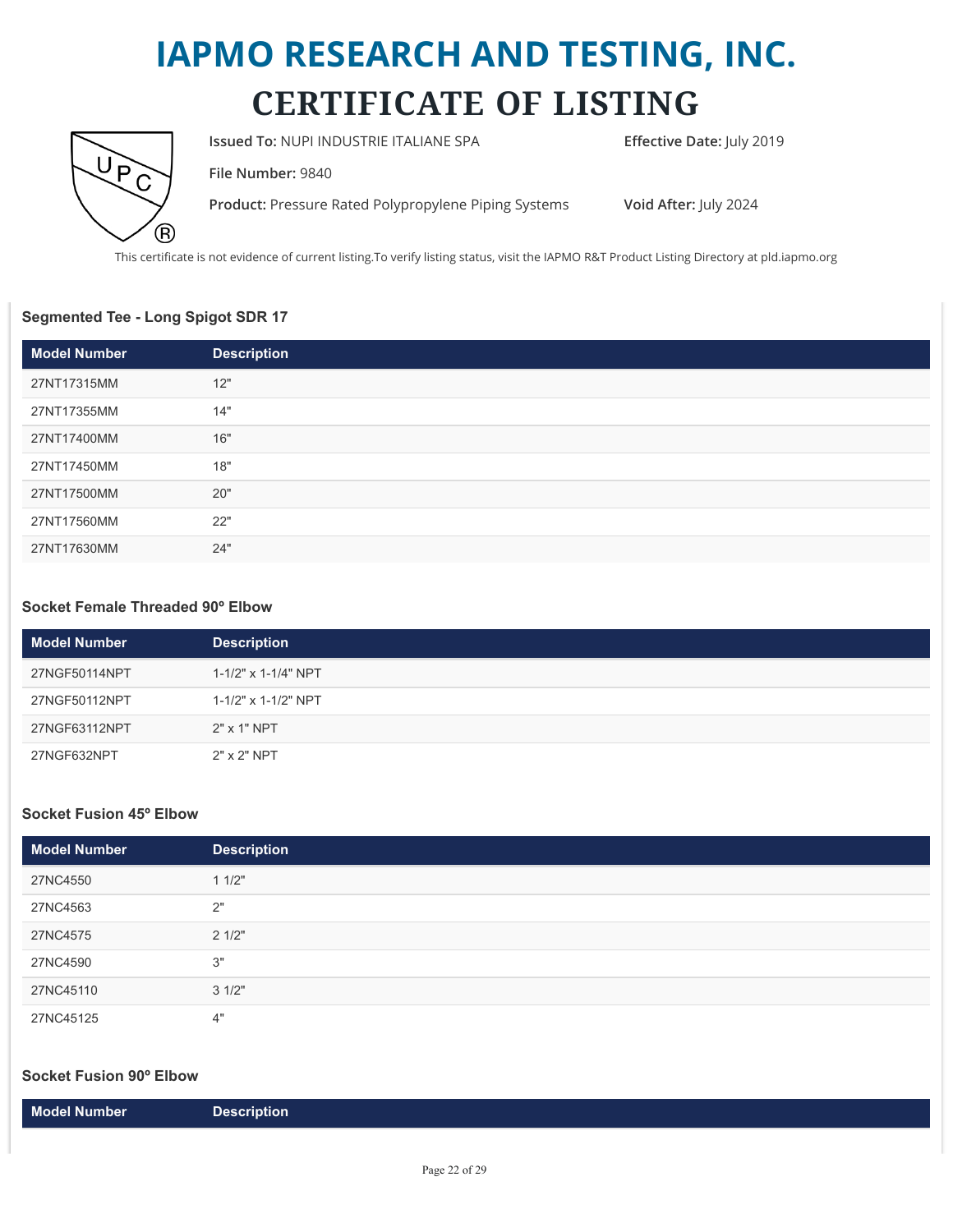# IAPMO RESEARCH AND TESTING, INC.

# CERTIFICATE OF LISTING

**Issued To:** NUPI INDUSTRIE ITALIANE SPA

**Effective Date:** July 2019

**File Number:** 9840

**Product:** Pressure Rated Polypropylene Piping Systems

**Void After:** July 2024

This certificate is not evidence of current listing.To verify listing status, visit the IAPMO R&T Product Listing Directory at pld.iapmo.org

### Segmented Tee - Long Spigot SDR 17

| Model Number | Description |
|---|---|
| 27NT17315MM | 12" |
| 27NT17355MM | 14" |
| 27NT17400MM | 16" |
| 27NT17450MM | 18" |
| 27NT17500MM | 20" |
| 27NT17560MM | 22" |
| 27NT17630MM | 24" |

### Socket Female Threaded 90º Elbow

| Model Number | Description |
|---|---|
| 27NGF50114NPT | 1-1/2" x 1-1/4" NPT |
| 27NGF50112NPT | 1-1/2" x 1-1/2" NPT |
| 27NGF63112NPT | 2" x 1" NPT |
| 27NGF632NPT | 2" x 2" NPT |

### Socket Fusion 45º Elbow

| Model Number | Description |
|---|---|
| 27NC4550 | 1 1/2" |
| 27NC4563 | 2" |
| 27NC4575 | 2 1/2" |
| 27NC4590 | 3" |
| 27NC45110 | 3 1/2" |
| 27NC45125 | 4" |

### Socket Fusion 90º Elbow

| Model Number | Description |
|---|---|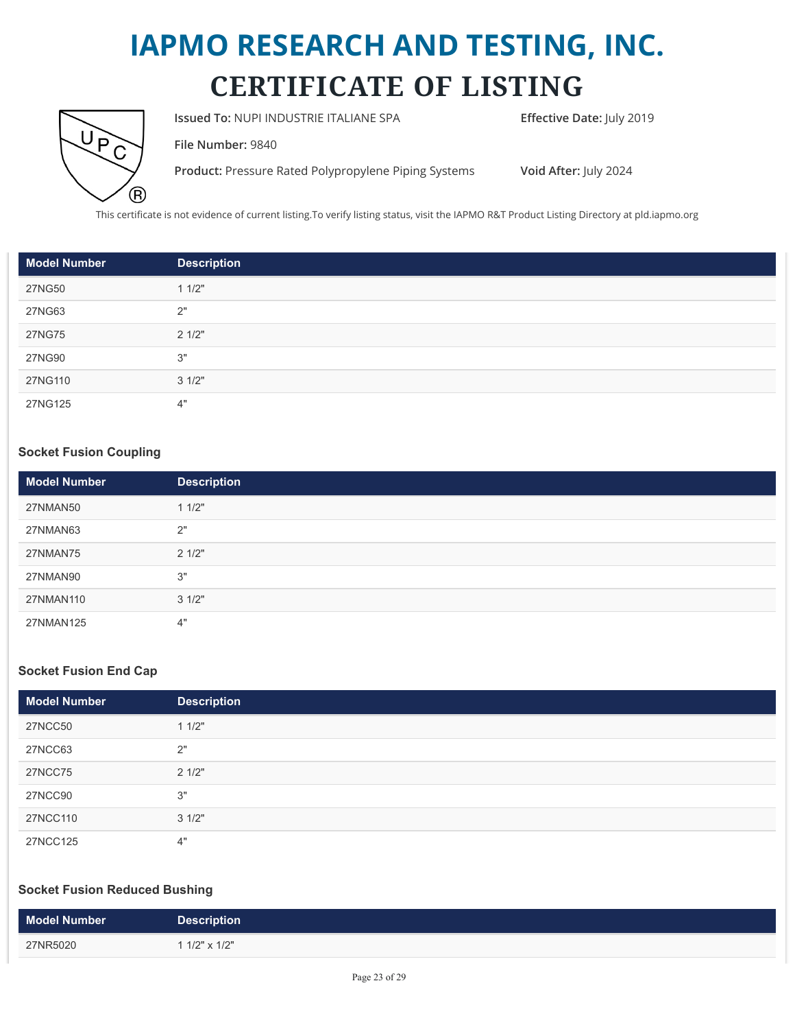# IAPMO RESEARCH AND TESTING, INC.

## CERTIFICATE OF LISTING

**Issued To:** NUPI INDUSTRIE ITALIANE SPA

**Effective Date:** July 2019

**File Number:** 9840

**Product:** Pressure Rated Polypropylene Piping Systems

**Void After:** July 2024

This certificate is not evidence of current listing.To verify listing status, visit the IAPMO R&T Product Listing Directory at pld.iapmo.org

| Model Number | Description |
| --- | --- |
| 27NG50 | 1 1/2" |
| 27NG63 | 2" |
| 27NG75 | 2 1/2" |
| 27NG90 | 3" |
| 27NG110 | 3 1/2" |
| 27NG125 | 4" |

### Socket Fusion Coupling

| Model Number | Description |
| --- | --- |
| 27NMAN50 | 1 1/2" |
| 27NMAN63 | 2" |
| 27NMAN75 | 2 1/2" |
| 27NMAN90 | 3" |
| 27NMAN110 | 3 1/2" |
| 27NMAN125 | 4" |

### Socket Fusion End Cap

| Model Number | Description |
| --- | --- |
| 27NCC50 | 1 1/2" |
| 27NCC63 | 2" |
| 27NCC75 | 2 1/2" |
| 27NCC90 | 3" |
| 27NCC110 | 3 1/2" |
| 27NCC125 | 4" |

### Socket Fusion Reduced Bushing

| Model Number | Description |
| --- | --- |
| 27NR5020 | 1 1/2" x 1/2" |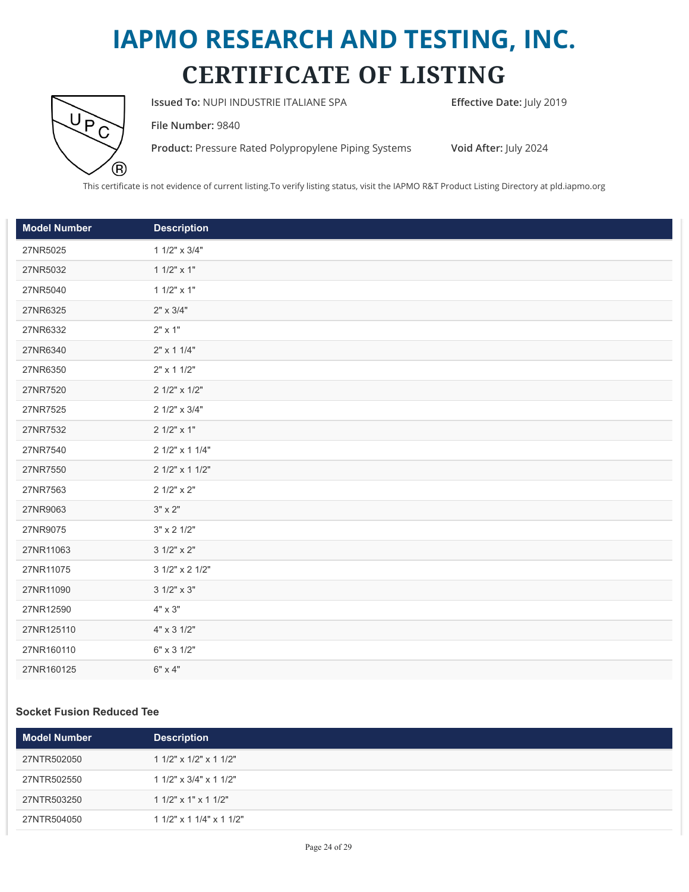# IAPMO RESEARCH AND TESTING, INC.

# CERTIFICATE OF LISTING

**Issued To:** NUPI INDUSTRIE ITALIANE SPA

**Effective Date:** July 2019

**File Number:** 9840

**Product:** Pressure Rated Polypropylene Piping Systems

**Void After:** July 2024

This certificate is not evidence of current listing.To verify listing status, visit the IAPMO R&T Product Listing Directory at pld.iapmo.org

| Model Number | Description |
|---|---|
| 27NR5025 | 1 1/2" x 3/4" |
| 27NR5032 | 1 1/2" x 1" |
| 27NR5040 | 1 1/2" x 1" |
| 27NR6325 | 2" x 3/4" |
| 27NR6332 | 2" x 1" |
| 27NR6340 | 2" x 1 1/4" |
| 27NR6350 | 2" x 1 1/2" |
| 27NR7520 | 2 1/2" x 1/2" |
| 27NR7525 | 2 1/2" x 3/4" |
| 27NR7532 | 2 1/2" x 1" |
| 27NR7540 | 2 1/2" x 1 1/4" |
| 27NR7550 | 2 1/2" x 1 1/2" |
| 27NR7563 | 2 1/2" x 2" |
| 27NR9063 | 3" x 2" |
| 27NR9075 | 3" x 2 1/2" |
| 27NR11063 | 3 1/2" x 2" |
| 27NR11075 | 3 1/2" x 2 1/2" |
| 27NR11090 | 3 1/2" x 3" |
| 27NR12590 | 4" x 3" |
| 27NR125110 | 4" x 3 1/2" |
| 27NR160110 | 6" x 3 1/2" |
| 27NR160125 | 6" x 4" |

### Socket Fusion Reduced Tee

| Model Number | Description |
|---|---|
| 27NTR502050 | 1 1/2" x 1/2" x 1 1/2" |
| 27NTR502550 | 1 1/2" x 3/4" x 1 1/2" |
| 27NTR503250 | 1 1/2" x 1" x 1 1/2" |
| 27NTR504050 | 1 1/2" x 1 1/4" x 1 1/2" |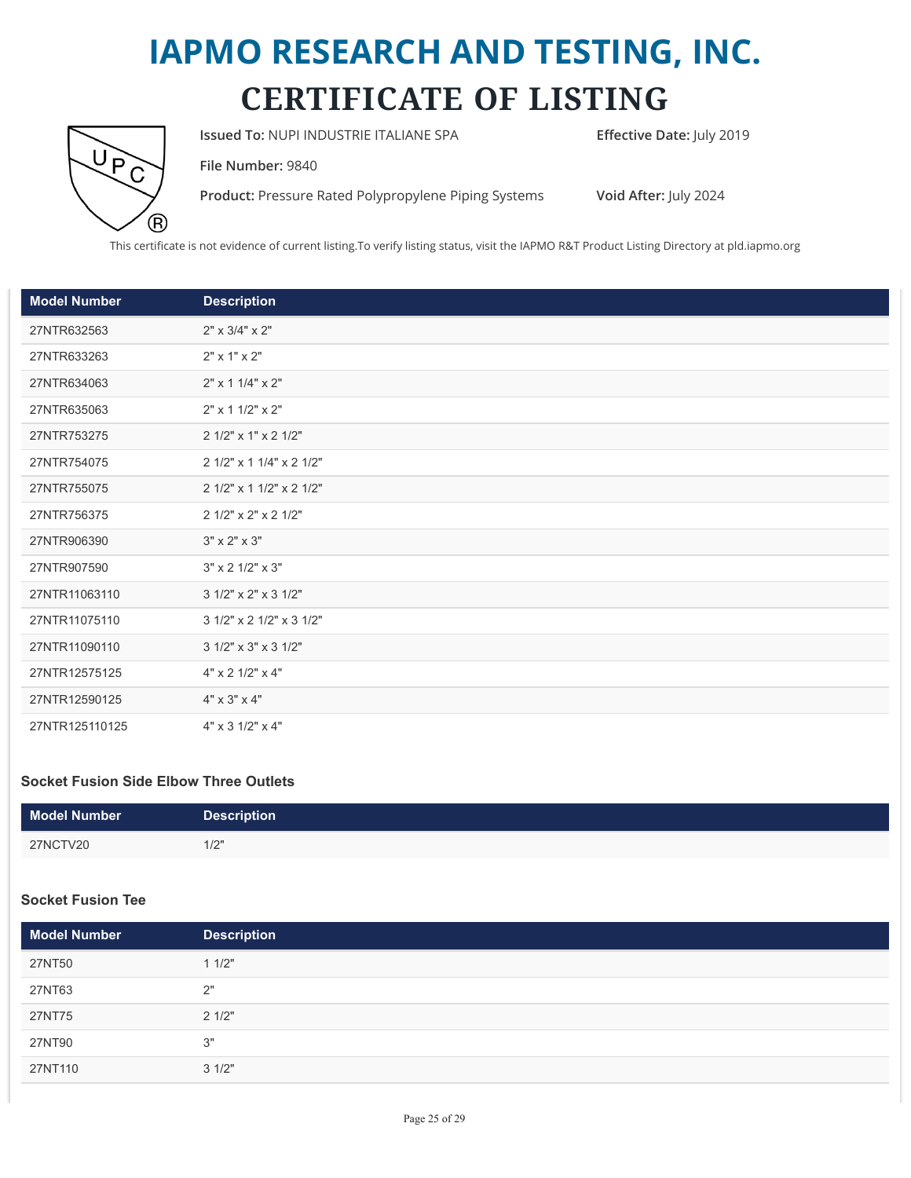# IAPMO RESEARCH AND TESTING, INC.

# CERTIFICATE OF LISTING

**Issued To:** NUPI INDUSTRIE ITALIANE SPA

**Effective Date:** July 2019

**File Number:** 9840

**Product:** Pressure Rated Polypropylene Piping Systems

**Void After:** July 2024

This certificate is not evidence of current listing.To verify listing status, visit the IAPMO R&T Product Listing Directory at pld.iapmo.org

| Model Number | Description |
|---|---|
| 27NTR632563 | 2" x 3/4" x 2" |
| 27NTR633263 | 2" x 1" x 2" |
| 27NTR634063 | 2" x 1 1/4" x 2" |
| 27NTR635063 | 2" x 1 1/2" x 2" |
| 27NTR753275 | 2 1/2" x 1" x 2 1/2" |
| 27NTR754075 | 2 1/2" x 1 1/4" x 2 1/2" |
| 27NTR755075 | 2 1/2" x 1 1/2" x 2 1/2" |
| 27NTR756375 | 2 1/2" x 2" x 2 1/2" |
| 27NTR906390 | 3" x 2" x 3" |
| 27NTR907590 | 3" x 2 1/2" x 3" |
| 27NTR11063110 | 3 1/2" x 2" x 3 1/2" |
| 27NTR11075110 | 3 1/2" x 2 1/2" x 3 1/2" |
| 27NTR11090110 | 3 1/2" x 3" x 3 1/2" |
| 27NTR12575125 | 4" x 2 1/2" x 4" |
| 27NTR12590125 | 4" x 3" x 4" |
| 27NTR125110125 | 4" x 3 1/2" x 4" |

### Socket Fusion Side Elbow Three Outlets

| Model Number | Description |
|---|---|
| 27NCTV20 | 1/2" |

### Socket Fusion Tee

| Model Number | Description |
|---|---|
| 27NT50 | 1 1/2" |
| 27NT63 | 2" |
| 27NT75 | 2 1/2" |
| 27NT90 | 3" |
| 27NT110 | 3 1/2" |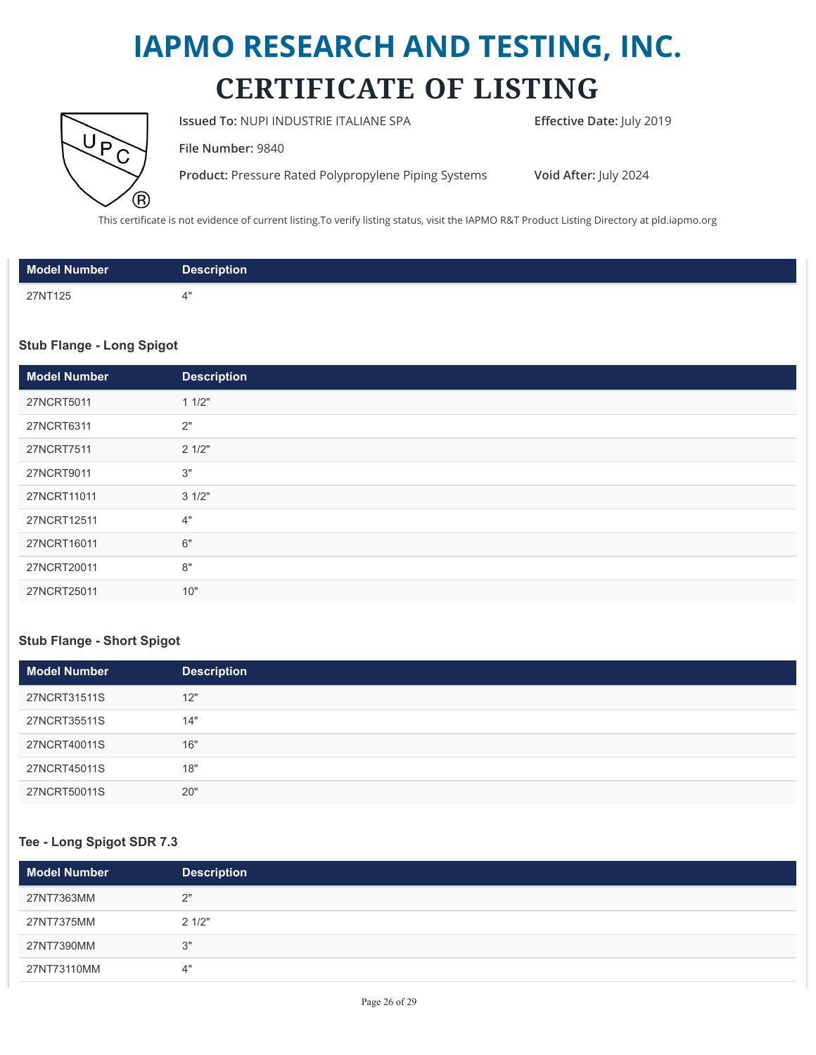# IAPMO RESEARCH AND TESTING, INC.
## CERTIFICATE OF LISTING

**Issued To:** NUPI INDUSTRIE ITALIANE SPA

**Effective Date:** July 2019

**File Number:** 9840

**Product:** Pressure Rated Polypropylene Piping Systems

**Void After:** July 2024

This certificate is not evidence of current listing.To verify listing status, visit the IAPMO R&T Product Listing Directory at pld.iapmo.org

| Model Number | Description |
|---|---|
| 27NT125 | 4" |

### Stub Flange - Long Spigot

| Model Number | Description |
|---|---|
| 27NCRT5011 | 1 1/2" |
| 27NCRT6311 | 2" |
| 27NCRT7511 | 2 1/2" |
| 27NCRT9011 | 3" |
| 27NCRT11011 | 3 1/2" |
| 27NCRT12511 | 4" |
| 27NCRT16011 | 6" |
| 27NCRT20011 | 8" |
| 27NCRT25011 | 10" |

### Stub Flange - Short Spigot

| Model Number | Description |
|---|---|
| 27NCRT31511S | 12" |
| 27NCRT35511S | 14" |
| 27NCRT40011S | 16" |
| 27NCRT45011S | 18" |
| 27NCRT50011S | 20" |

### Tee - Long Spigot SDR 7.3

| Model Number | Description |
|---|---|
| 27NT7363MM | 2" |
| 27NT7375MM | 2 1/2" |
| 27NT7390MM | 3" |
| 27NT73110MM | 4" |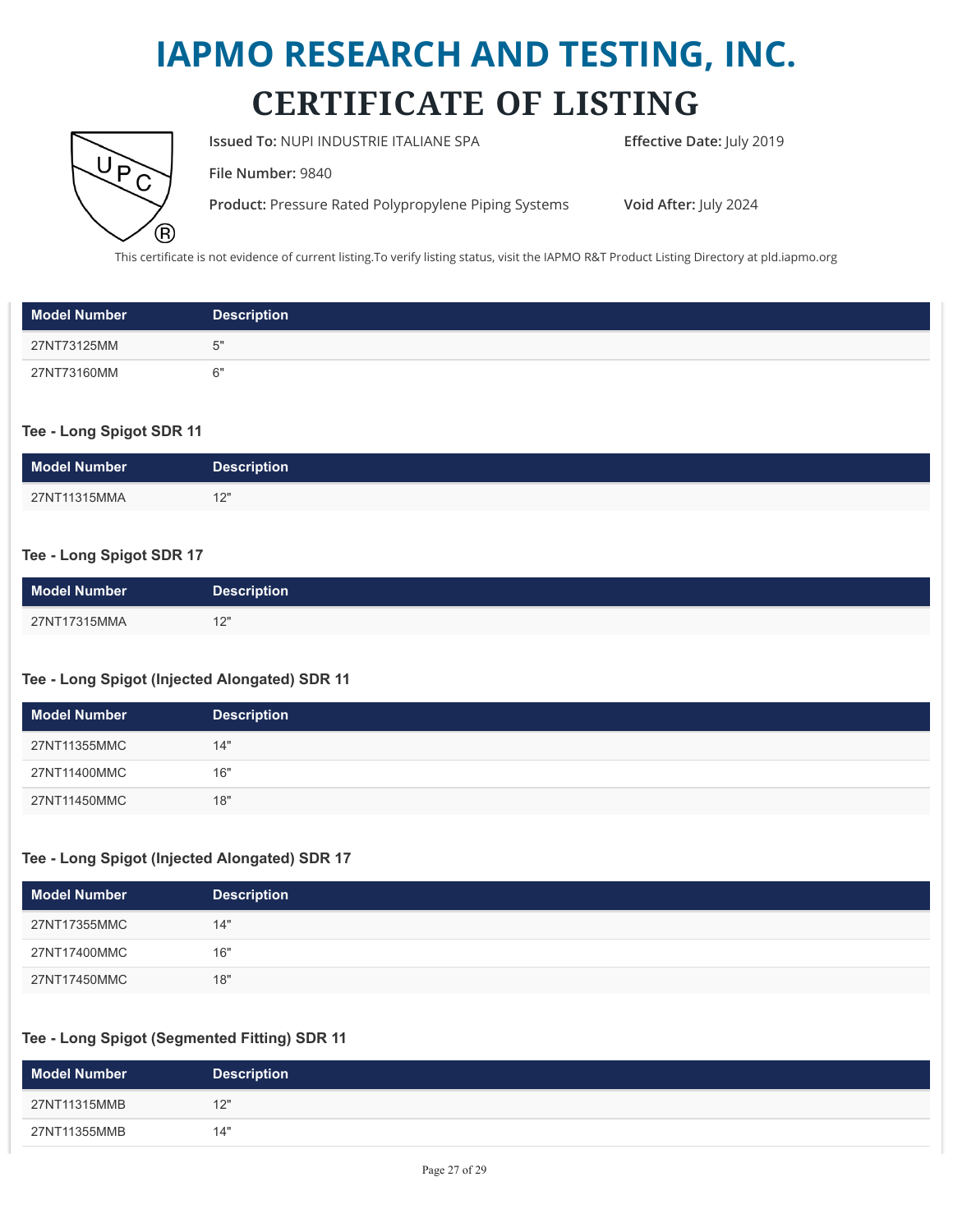# IAPMO RESEARCH AND TESTING, INC.

# CERTIFICATE OF LISTING

**Issued To:** NUPI INDUSTRIE ITALIANE SPA

**Effective Date:** July 2019

**File Number:** 9840

**Product:** Pressure Rated Polypropylene Piping Systems

**Void After:** July 2024

This certificate is not evidence of current listing.To verify listing status, visit the IAPMO R&T Product Listing Directory at pld.iapmo.org

| Model Number | Description |
| --- | --- |
| 27NT73125MM | 5" |
| 27NT73160MM | 6" |

### Tee - Long Spigot SDR 11

| Model Number | Description |
| --- | --- |
| 27NT11315MMA | 12" |

### Tee - Long Spigot SDR 17

| Model Number | Description |
| --- | --- |
| 27NT17315MMA | 12" |

### Tee - Long Spigot (Injected Alongated) SDR 11

| Model Number | Description |
| --- | --- |
| 27NT11355MMC | 14" |
| 27NT11400MMC | 16" |
| 27NT11450MMC | 18" |

### Tee - Long Spigot (Injected Alongated) SDR 17

| Model Number | Description |
| --- | --- |
| 27NT17355MMC | 14" |
| 27NT17400MMC | 16" |
| 27NT17450MMC | 18" |

### Tee - Long Spigot (Segmented Fitting) SDR 11

| Model Number | Description |
| --- | --- |
| 27NT11315MMB | 12" |
| 27NT11355MMB | 14" |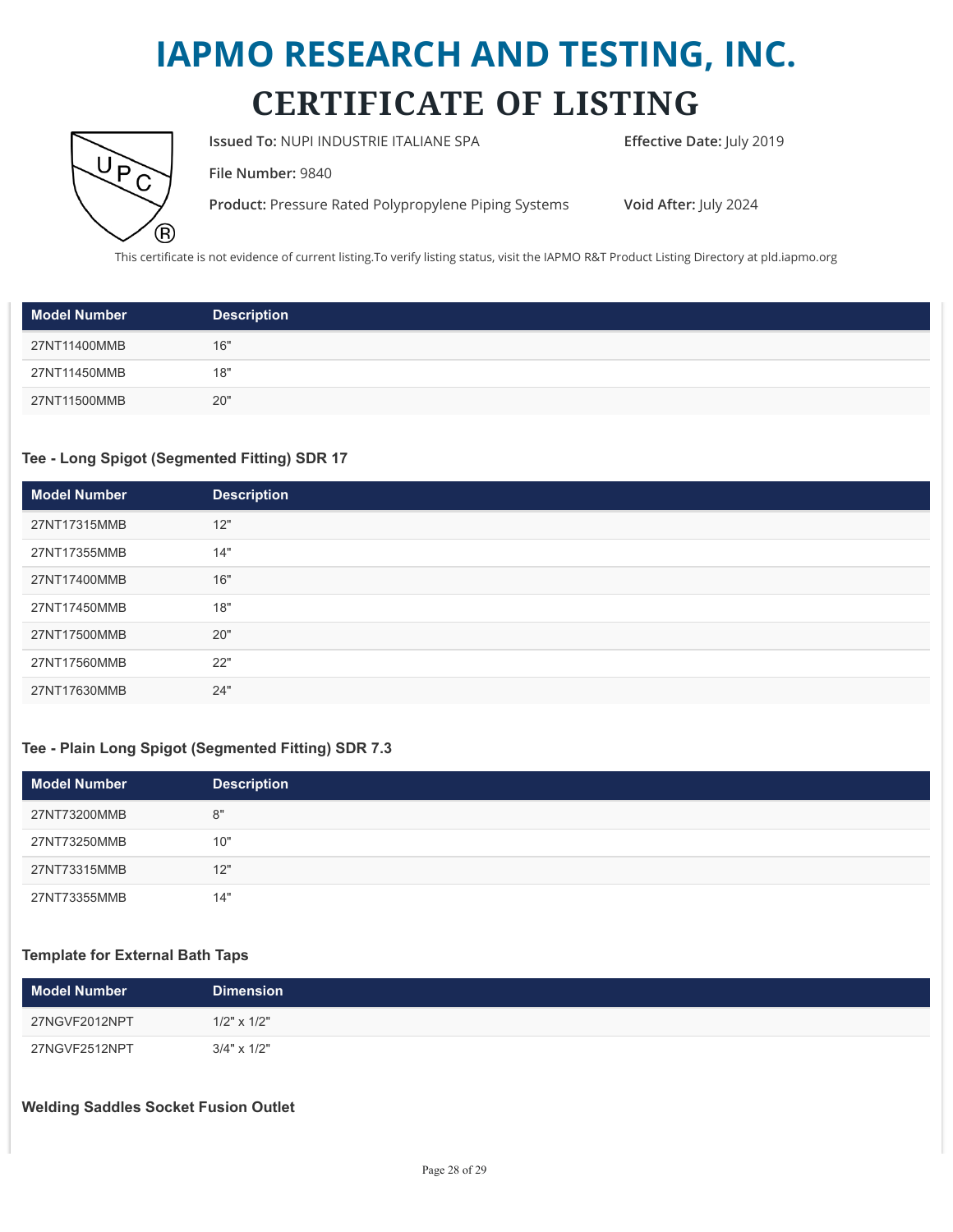# IAPMO RESEARCH AND TESTING, INC.

## CERTIFICATE OF LISTING

**Issued To:** NUPI INDUSTRIE ITALIANE SPA

**Effective Date:** July 2019

**File Number:** 9840

**Product:** Pressure Rated Polypropylene Piping Systems

**Void After:** July 2024

This certificate is not evidence of current listing.To verify listing status, visit the IAPMO R&T Product Listing Directory at pld.iapmo.org

| Model Number | Description |
| --- | --- |
| 27NT11400MMB | 16" |
| 27NT11450MMB | 18" |
| 27NT11500MMB | 20" |

### Tee - Long Spigot (Segmented Fitting) SDR 17

| Model Number | Description |
| --- | --- |
| 27NT17315MMB | 12" |
| 27NT17355MMB | 14" |
| 27NT17400MMB | 16" |
| 27NT17450MMB | 18" |
| 27NT17500MMB | 20" |
| 27NT17560MMB | 22" |
| 27NT17630MMB | 24" |

### Tee - Plain Long Spigot (Segmented Fitting) SDR 7.3

| Model Number | Description |
| --- | --- |
| 27NT73200MMB | 8" |
| 27NT73250MMB | 10" |
| 27NT73315MMB | 12" |
| 27NT73355MMB | 14" |

### Template for External Bath Taps

| Model Number | Dimension |
| --- | --- |
| 27NGVF2012NPT | 1/2" x 1/2" |
| 27NGVF2512NPT | 3/4" x 1/2" |

### Welding Saddles Socket Fusion Outlet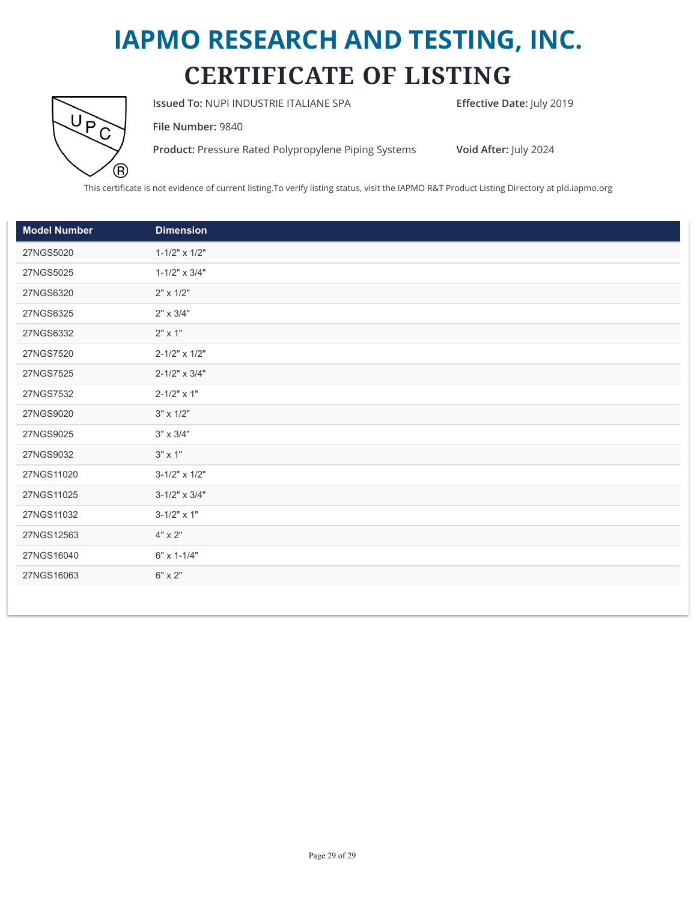# IAPMO RESEARCH AND TESTING, INC.

# CERTIFICATE OF LISTING

**Issued To:** NUPI INDUSTRIE ITALIANE SPA

**Effective Date:** July 2019

**File Number:** 9840

**Product:** Pressure Rated Polypropylene Piping Systems

**Void After:** July 2024

This certificate is not evidence of current listing.To verify listing status, visit the IAPMO R&T Product Listing Directory at pld.iapmo.org

| Model Number | Dimension |
| --- | --- |
| 27NGS5020 | 1-1/2" x 1/2" |
| 27NGS5025 | 1-1/2" x 3/4" |
| 27NGS6320 | 2" x 1/2" |
| 27NGS6325 | 2" x 3/4" |
| 27NGS6332 | 2" x 1" |
| 27NGS7520 | 2-1/2" x 1/2" |
| 27NGS7525 | 2-1/2" x 3/4" |
| 27NGS7532 | 2-1/2" x 1" |
| 27NGS9020 | 3" x 1/2" |
| 27NGS9025 | 3" x 3/4" |
| 27NGS9032 | 3" x 1" |
| 27NGS11020 | 3-1/2" x 1/2" |
| 27NGS11025 | 3-1/2" x 3/4" |
| 27NGS11032 | 3-1/2" x 1" |
| 27NGS12563 | 4" x 2" |
| 27NGS16040 | 6" x 1-1/4" |
| 27NGS16063 | 6" x 2" |